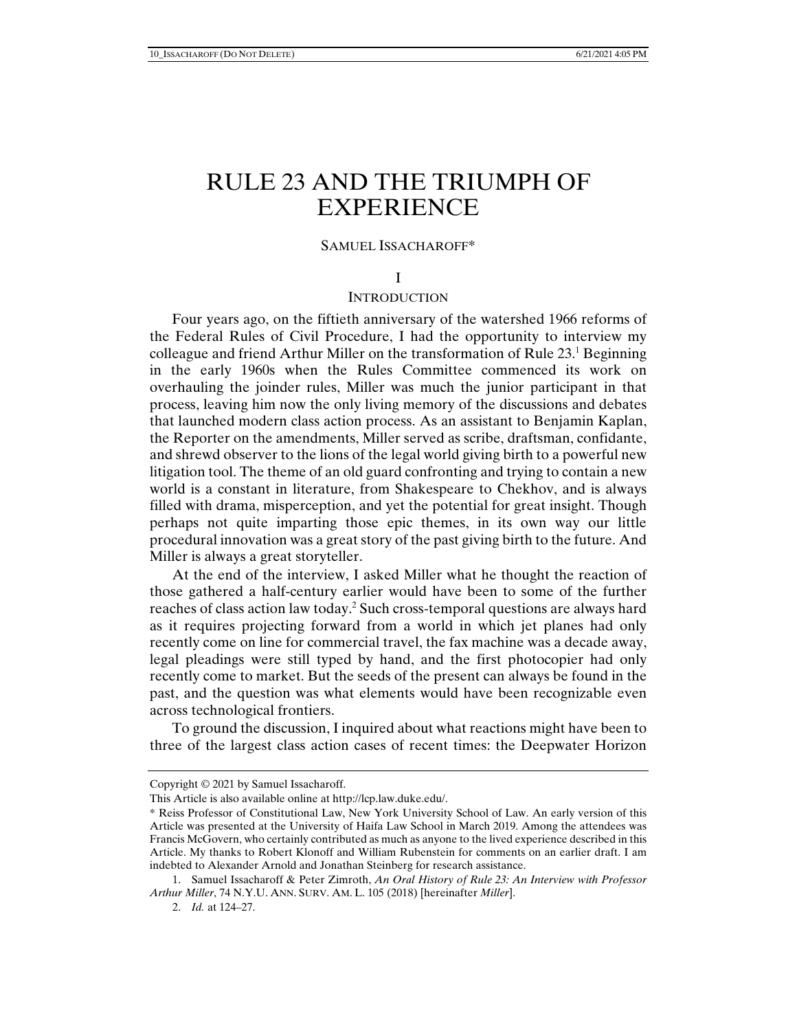# RULE 23 AND THE TRIUMPH OF EXPERIENCE

SAMUEL ISSACHAROFF*

## I

## INTRODUCTION

Four years ago, on the fiftieth anniversary of the watershed 1966 reforms of the Federal Rules of Civil Procedure, I had the opportunity to interview my colleague and friend Arthur Miller on the transformation of Rule 23.[1] Beginning in the early 1960s when the Rules Committee commenced its work on overhauling the joinder rules, Miller was much the junior participant in that process, leaving him now the only living memory of the discussions and debates that launched modern class action process. As an assistant to Benjamin Kaplan, the Reporter on the amendments, Miller served as scribe, draftsman, confidante, and shrewd observer to the lions of the legal world giving birth to a powerful new litigation tool. The theme of an old guard confronting and trying to contain a new world is a constant in literature, from Shakespeare to Chekhov, and is always filled with drama, misperception, and yet the potential for great insight. Though perhaps not quite imparting those epic themes, in its own way our little procedural innovation was a great story of the past giving birth to the future. And Miller is always a great storyteller.

At the end of the interview, I asked Miller what he thought the reaction of those gathered a half-century earlier would have been to some of the further reaches of class action law today.[2] Such cross-temporal questions are always hard as it requires projecting forward from a world in which jet planes had only recently come on line for commercial travel, the fax machine was a decade away, legal pleadings were still typed by hand, and the first photocopier had only recently come to market. But the seeds of the present can always be found in the past, and the question was what elements would have been recognizable even across technological frontiers.

To ground the discussion, I inquired about what reactions might have been to three of the largest class action cases of recent times: the Deepwater Horizon

---

Copyright © 2021 by Samuel Issacharoff.

This Article is also available online at http://lcp.law.duke.edu/.

\* Reiss Professor of Constitutional Law, New York University School of Law. An early version of this Article was presented at the University of Haifa Law School in March 2019. Among the attendees was Francis McGovern, who certainly contributed as much as anyone to the lived experience described in this Article. My thanks to Robert Klonoff and William Rubenstein for comments on an earlier draft. I am indebted to Alexander Arnold and Jonathan Steinberg for research assistance.

1. Samuel Issacharoff & Peter Zimroth, *An Oral History of Rule 23: An Interview with Professor Arthur Miller*, 74 N.Y.U. ANN. SURV. AM. L. 105 (2018) [hereinafter *Miller*].

2. *Id.* at 124–27.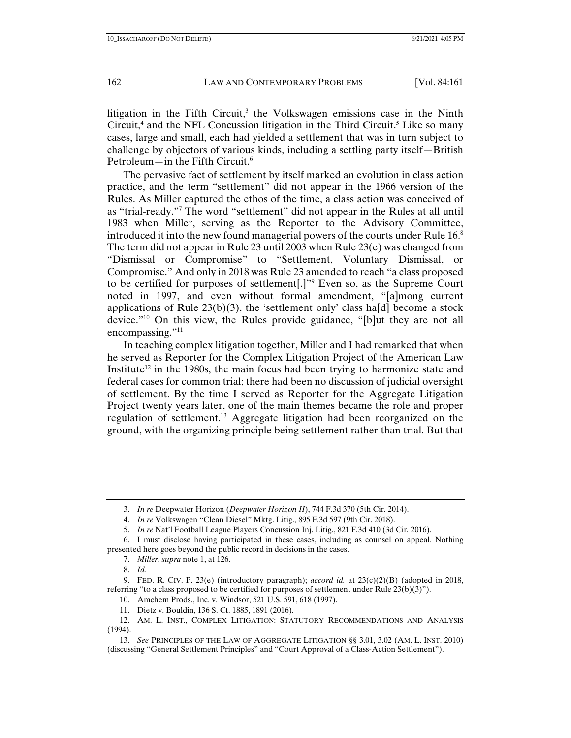litigation in the Fifth Circuit,[3] the Volkswagen emissions case in the Ninth Circuit,[4] and the NFL Concussion litigation in the Third Circuit.[5] Like so many cases, large and small, each had yielded a settlement that was in turn subject to challenge by objectors of various kinds, including a settling party itself—British Petroleum—in the Fifth Circuit.[6]

The pervasive fact of settlement by itself marked an evolution in class action practice, and the term "settlement" did not appear in the 1966 version of the Rules. As Miller captured the ethos of the time, a class action was conceived of as "trial-ready."[7] The word "settlement" did not appear in the Rules at all until 1983 when Miller, serving as the Reporter to the Advisory Committee, introduced it into the new found managerial powers of the courts under Rule 16.[8] The term did not appear in Rule 23 until 2003 when Rule 23(e) was changed from "Dismissal or Compromise" to "Settlement, Voluntary Dismissal, or Compromise." And only in 2018 was Rule 23 amended to reach "a class proposed to be certified for purposes of settlement[.]"[9] Even so, as the Supreme Court noted in 1997, and even without formal amendment, "[a]mong current applications of Rule 23(b)(3), the 'settlement only' class ha[d] become a stock device."[10] On this view, the Rules provide guidance, "[b]ut they are not all encompassing."[11]

In teaching complex litigation together, Miller and I had remarked that when he served as Reporter for the Complex Litigation Project of the American Law Institute[12] in the 1980s, the main focus had been trying to harmonize state and federal cases for common trial; there had been no discussion of judicial oversight of settlement. By the time I served as Reporter for the Aggregate Litigation Project twenty years later, one of the main themes became the role and proper regulation of settlement.[13] Aggregate litigation had been reorganized on the ground, with the organizing principle being settlement rather than trial. But that

---

3. *In re* Deepwater Horizon (*Deepwater Horizon II*), 744 F.3d 370 (5th Cir. 2014).

4. *In re* Volkswagen "Clean Diesel" Mktg. Litig., 895 F.3d 597 (9th Cir. 2018).

5. *In re* Nat'l Football League Players Concussion Inj. Litig., 821 F.3d 410 (3d Cir. 2016).

6. I must disclose having participated in these cases, including as counsel on appeal. Nothing presented here goes beyond the public record in decisions in the cases.

7. *Miller*, *supra* note 1, at 126.

8. *Id.*

9. FED. R. CIV. P. 23(e) (introductory paragraph); *accord id.* at 23(c)(2)(B) (adopted in 2018, referring "to a class proposed to be certified for purposes of settlement under Rule 23(b)(3)").

10. Amchem Prods., Inc. v. Windsor, 521 U.S. 591, 618 (1997).

11. Dietz v. Bouldin, 136 S. Ct. 1885, 1891 (2016).

12. AM. L. INST., COMPLEX LITIGATION: STATUTORY RECOMMENDATIONS AND ANALYSIS (1994).

13. *See* PRINCIPLES OF THE LAW OF AGGREGATE LITIGATION §§ 3.01, 3.02 (AM. L. INST. 2010) (discussing "General Settlement Principles" and "Court Approval of a Class-Action Settlement").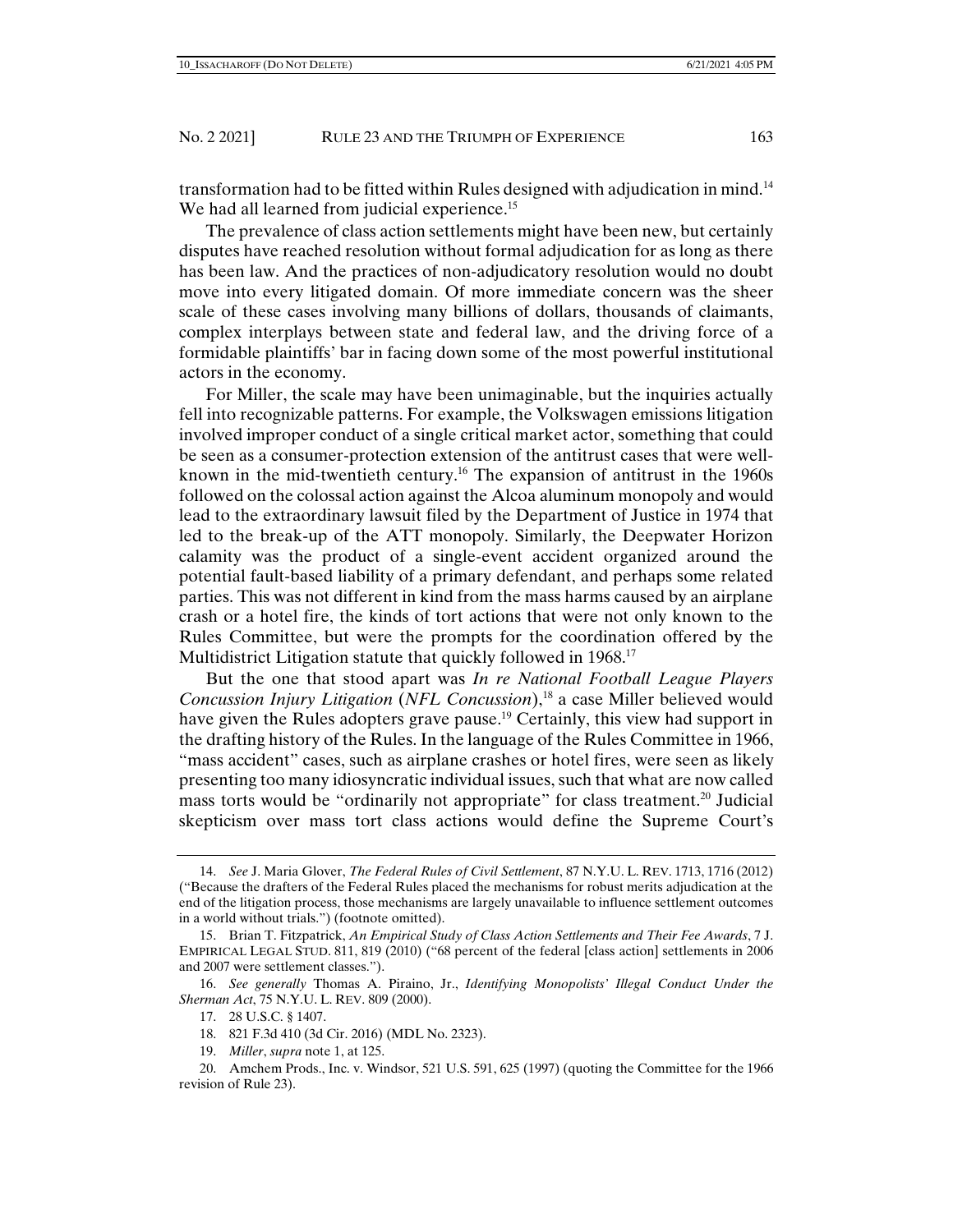transformation had to be fitted within Rules designed with adjudication in mind.[14] We had all learned from judicial experience.[15]

The prevalence of class action settlements might have been new, but certainly disputes have reached resolution without formal adjudication for as long as there has been law. And the practices of non-adjudicatory resolution would no doubt move into every litigated domain. Of more immediate concern was the sheer scale of these cases involving many billions of dollars, thousands of claimants, complex interplays between state and federal law, and the driving force of a formidable plaintiffs' bar in facing down some of the most powerful institutional actors in the economy.

For Miller, the scale may have been unimaginable, but the inquiries actually fell into recognizable patterns. For example, the Volkswagen emissions litigation involved improper conduct of a single critical market actor, something that could be seen as a consumer-protection extension of the antitrust cases that were well-known in the mid-twentieth century.[16] The expansion of antitrust in the 1960s followed on the colossal action against the Alcoa aluminum monopoly and would lead to the extraordinary lawsuit filed by the Department of Justice in 1974 that led to the break-up of the ATT monopoly. Similarly, the Deepwater Horizon calamity was the product of a single-event accident organized around the potential fault-based liability of a primary defendant, and perhaps some related parties. This was not different in kind from the mass harms caused by an airplane crash or a hotel fire, the kinds of tort actions that were not only known to the Rules Committee, but were the prompts for the coordination offered by the Multidistrict Litigation statute that quickly followed in 1968.[17]

But the one that stood apart was *In re National Football League Players Concussion Injury Litigation* (*NFL Concussion*),[18] a case Miller believed would have given the Rules adopters grave pause.[19] Certainly, this view had support in the drafting history of the Rules. In the language of the Rules Committee in 1966, "mass accident" cases, such as airplane crashes or hotel fires, were seen as likely presenting too many idiosyncratic individual issues, such that what are now called mass torts would be "ordinarily not appropriate" for class treatment.[20] Judicial skepticism over mass tort class actions would define the Supreme Court's

---

14. *See* J. Maria Glover, *The Federal Rules of Civil Settlement*, 87 N.Y.U. L. REV. 1713, 1716 (2012) ("Because the drafters of the Federal Rules placed the mechanisms for robust merits adjudication at the end of the litigation process, those mechanisms are largely unavailable to influence settlement outcomes in a world without trials.") (footnote omitted).

15. Brian T. Fitzpatrick, *An Empirical Study of Class Action Settlements and Their Fee Awards*, 7 J. EMPIRICAL LEGAL STUD. 811, 819 (2010) ("68 percent of the federal [class action] settlements in 2006 and 2007 were settlement classes.").

16. *See generally* Thomas A. Piraino, Jr., *Identifying Monopolists' Illegal Conduct Under the Sherman Act*, 75 N.Y.U. L. REV. 809 (2000).

17. 28 U.S.C. § 1407.

18. 821 F.3d 410 (3d Cir. 2016) (MDL No. 2323).

19. *Miller*, *supra* note 1, at 125.

20. Amchem Prods., Inc. v. Windsor, 521 U.S. 591, 625 (1997) (quoting the Committee for the 1966 revision of Rule 23).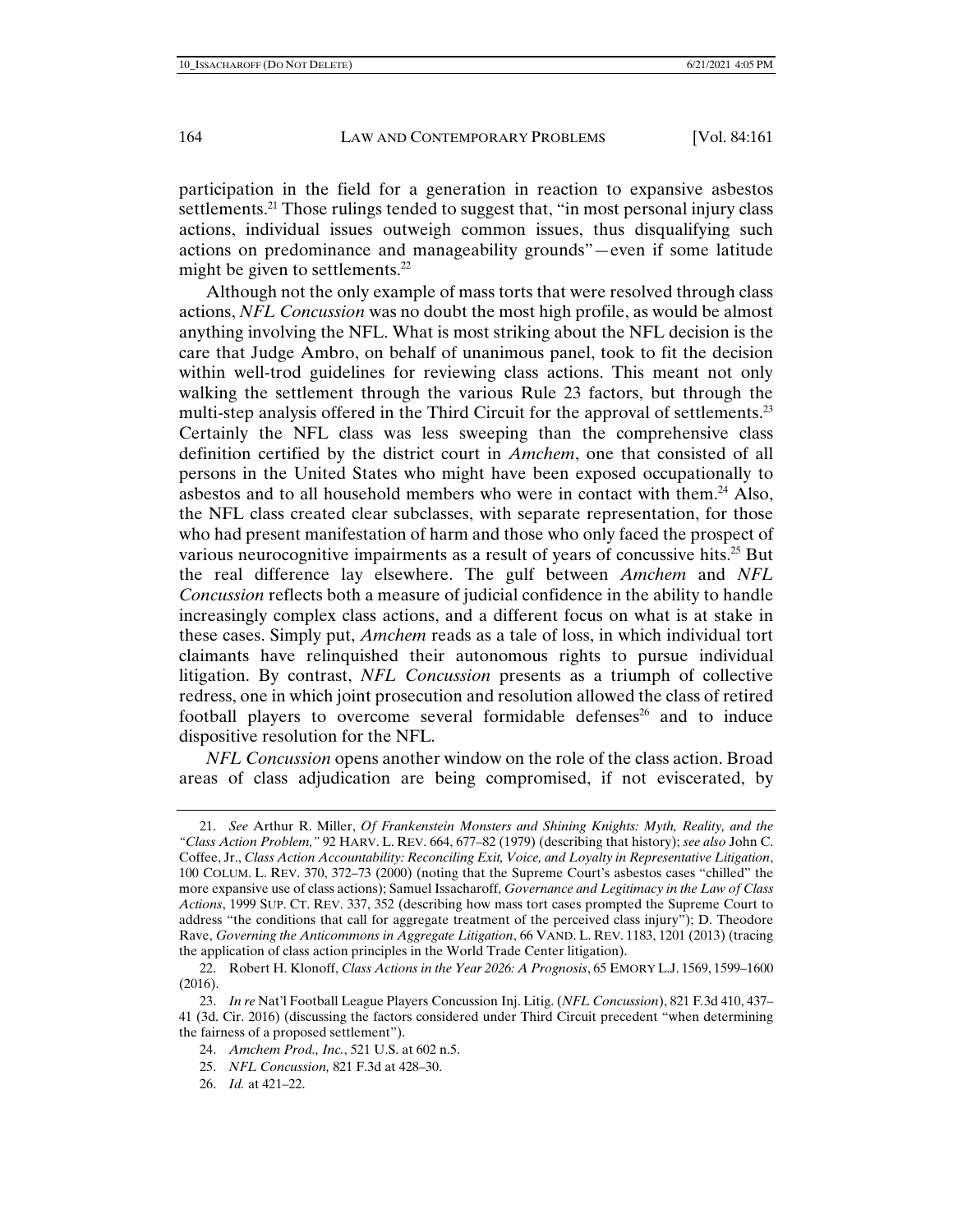participation in the field for a generation in reaction to expansive asbestos settlements.[21] Those rulings tended to suggest that, "in most personal injury class actions, individual issues outweigh common issues, thus disqualifying such actions on predominance and manageability grounds"—even if some latitude might be given to settlements.[22]

Although not the only example of mass torts that were resolved through class actions, *NFL Concussion* was no doubt the most high profile, as would be almost anything involving the NFL. What is most striking about the NFL decision is the care that Judge Ambro, on behalf of unanimous panel, took to fit the decision within well-trod guidelines for reviewing class actions. This meant not only walking the settlement through the various Rule 23 factors, but through the multi-step analysis offered in the Third Circuit for the approval of settlements.[23] Certainly the NFL class was less sweeping than the comprehensive class definition certified by the district court in *Amchem*, one that consisted of all persons in the United States who might have been exposed occupationally to asbestos and to all household members who were in contact with them.[24] Also, the NFL class created clear subclasses, with separate representation, for those who had present manifestation of harm and those who only faced the prospect of various neurocognitive impairments as a result of years of concussive hits.[25] But the real difference lay elsewhere. The gulf between *Amchem* and *NFL Concussion* reflects both a measure of judicial confidence in the ability to handle increasingly complex class actions, and a different focus on what is at stake in these cases. Simply put, *Amchem* reads as a tale of loss, in which individual tort claimants have relinquished their autonomous rights to pursue individual litigation. By contrast, *NFL Concussion* presents as a triumph of collective redress, one in which joint prosecution and resolution allowed the class of retired football players to overcome several formidable defenses[26] and to induce dispositive resolution for the NFL.

*NFL Concussion* opens another window on the role of the class action. Broad areas of class adjudication are being compromised, if not eviscerated, by

---

21. *See* Arthur R. Miller, *Of Frankenstein Monsters and Shining Knights: Myth, Reality, and the "Class Action Problem,"* 92 HARV. L. REV. 664, 677–82 (1979) (describing that history); *see also* John C. Coffee, Jr., *Class Action Accountability: Reconciling Exit, Voice, and Loyalty in Representative Litigation*, 100 COLUM. L. REV. 370, 372–73 (2000) (noting that the Supreme Court's asbestos cases "chilled" the more expansive use of class actions); Samuel Issacharoff, *Governance and Legitimacy in the Law of Class Actions*, 1999 SUP. CT. REV. 337, 352 (describing how mass tort cases prompted the Supreme Court to address "the conditions that call for aggregate treatment of the perceived class injury"); D. Theodore Rave, *Governing the Anticommons in Aggregate Litigation*, 66 VAND. L. REV. 1183, 1201 (2013) (tracing the application of class action principles in the World Trade Center litigation).

22. Robert H. Klonoff, *Class Actions in the Year 2026: A Prognosis*, 65 EMORY L.J. 1569, 1599–1600 (2016).

23. *In re* Nat'l Football League Players Concussion Inj. Litig. (*NFL Concussion*), 821 F.3d 410, 437–41 (3d. Cir. 2016) (discussing the factors considered under Third Circuit precedent "when determining the fairness of a proposed settlement").

24. *Amchem Prod., Inc.*, 521 U.S. at 602 n.5.

25. *NFL Concussion,* 821 F.3d at 428–30.

26. *Id.* at 421–22.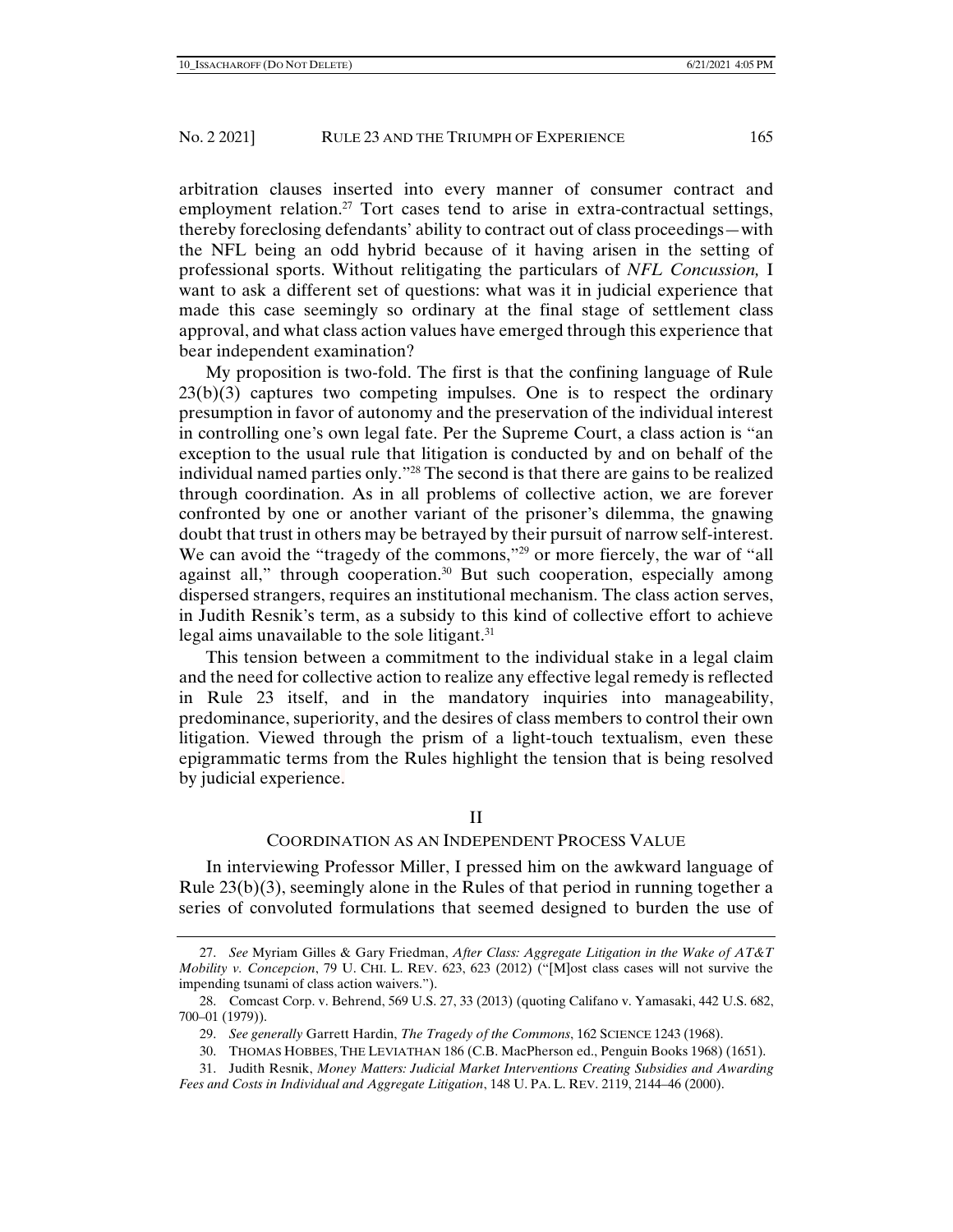arbitration clauses inserted into every manner of consumer contract and employment relation.[27] Tort cases tend to arise in extra-contractual settings, thereby foreclosing defendants' ability to contract out of class proceedings—with the NFL being an odd hybrid because of it having arisen in the setting of professional sports. Without relitigating the particulars of *NFL Concussion,* I want to ask a different set of questions: what was it in judicial experience that made this case seemingly so ordinary at the final stage of settlement class approval, and what class action values have emerged through this experience that bear independent examination?

My proposition is two-fold. The first is that the confining language of Rule 23(b)(3) captures two competing impulses. One is to respect the ordinary presumption in favor of autonomy and the preservation of the individual interest in controlling one's own legal fate. Per the Supreme Court, a class action is "an exception to the usual rule that litigation is conducted by and on behalf of the individual named parties only."[28] The second is that there are gains to be realized through coordination. As in all problems of collective action, we are forever confronted by one or another variant of the prisoner's dilemma, the gnawing doubt that trust in others may be betrayed by their pursuit of narrow self-interest. We can avoid the "tragedy of the commons,"[29] or more fiercely, the war of "all against all," through cooperation.[30] But such cooperation, especially among dispersed strangers, requires an institutional mechanism. The class action serves, in Judith Resnik's term, as a subsidy to this kind of collective effort to achieve legal aims unavailable to the sole litigant.[31]

This tension between a commitment to the individual stake in a legal claim and the need for collective action to realize any effective legal remedy is reflected in Rule 23 itself, and in the mandatory inquiries into manageability, predominance, superiority, and the desires of class members to control their own litigation. Viewed through the prism of a light-touch textualism, even these epigrammatic terms from the Rules highlight the tension that is being resolved by judicial experience.

## II

## COORDINATION AS AN INDEPENDENT PROCESS VALUE

In interviewing Professor Miller, I pressed him on the awkward language of Rule 23(b)(3), seemingly alone in the Rules of that period in running together a series of convoluted formulations that seemed designed to burden the use of

---

27. *See* Myriam Gilles & Gary Friedman, *After Class: Aggregate Litigation in the Wake of AT&T Mobility v. Concepcion*, 79 U. CHI. L. REV. 623, 623 (2012) ("[M]ost class cases will not survive the impending tsunami of class action waivers.").

28. Comcast Corp. v. Behrend, 569 U.S. 27, 33 (2013) (quoting Califano v. Yamasaki, 442 U.S. 682, 700–01 (1979)).

29. *See generally* Garrett Hardin, *The Tragedy of the Commons*, 162 SCIENCE 1243 (1968).

30. THOMAS HOBBES, THE LEVIATHAN 186 (C.B. MacPherson ed., Penguin Books 1968) (1651).

31. Judith Resnik, *Money Matters: Judicial Market Interventions Creating Subsidies and Awarding Fees and Costs in Individual and Aggregate Litigation*, 148 U. PA. L. REV. 2119, 2144–46 (2000).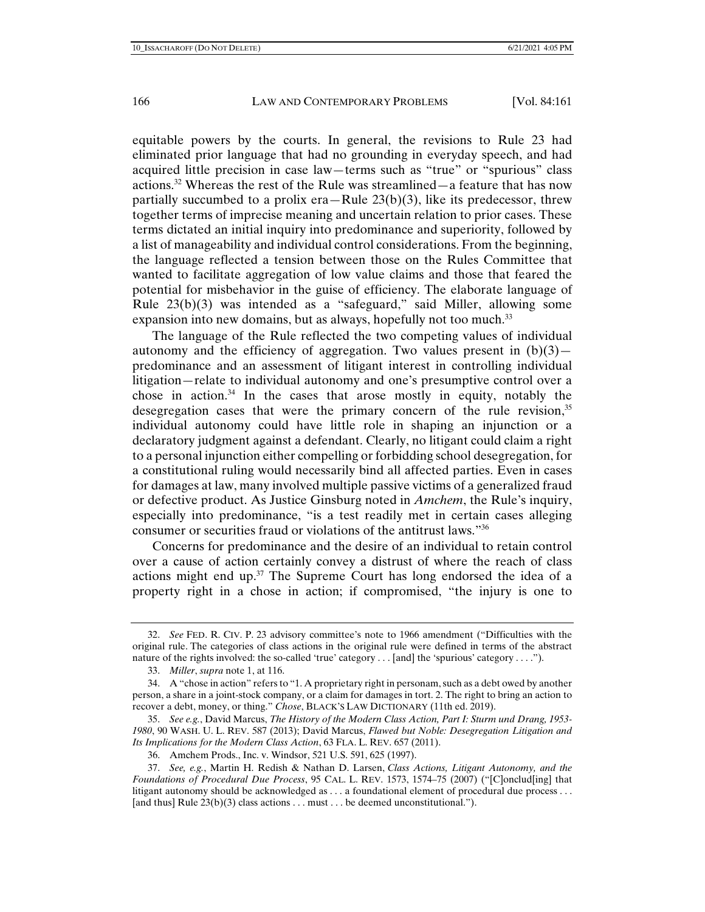equitable powers by the courts. In general, the revisions to Rule 23 had eliminated prior language that had no grounding in everyday speech, and had acquired little precision in case law—terms such as "true" or "spurious" class actions.[32] Whereas the rest of the Rule was streamlined—a feature that has now partially succumbed to a prolix era—Rule 23(b)(3), like its predecessor, threw together terms of imprecise meaning and uncertain relation to prior cases. These terms dictated an initial inquiry into predominance and superiority, followed by a list of manageability and individual control considerations. From the beginning, the language reflected a tension between those on the Rules Committee that wanted to facilitate aggregation of low value claims and those that feared the potential for misbehavior in the guise of efficiency. The elaborate language of Rule 23(b)(3) was intended as a "safeguard," said Miller, allowing some expansion into new domains, but as always, hopefully not too much.[33]

The language of the Rule reflected the two competing values of individual autonomy and the efficiency of aggregation. Two values present in (b)(3)—predominance and an assessment of litigant interest in controlling individual litigation—relate to individual autonomy and one's presumptive control over a chose in action.[34] In the cases that arose mostly in equity, notably the desegregation cases that were the primary concern of the rule revision,[35] individual autonomy could have little role in shaping an injunction or a declaratory judgment against a defendant. Clearly, no litigant could claim a right to a personal injunction either compelling or forbidding school desegregation, for a constitutional ruling would necessarily bind all affected parties. Even in cases for damages at law, many involved multiple passive victims of a generalized fraud or defective product. As Justice Ginsburg noted in *Amchem*, the Rule's inquiry, especially into predominance, "is a test readily met in certain cases alleging consumer or securities fraud or violations of the antitrust laws."[36]

Concerns for predominance and the desire of an individual to retain control over a cause of action certainly convey a distrust of where the reach of class actions might end up.[37] The Supreme Court has long endorsed the idea of a property right in a chose in action; if compromised, "the injury is one to

---

32. *See* FED. R. CIV. P. 23 advisory committee's note to 1966 amendment ("Difficulties with the original rule. The categories of class actions in the original rule were defined in terms of the abstract nature of the rights involved: the so-called 'true' category . . . [and] the 'spurious' category . . . .").

33. *Miller*, *supra* note 1, at 116.

34. A "chose in action" refers to "1. A proprietary right in personam, such as a debt owed by another person, a share in a joint-stock company, or a claim for damages in tort. 2. The right to bring an action to recover a debt, money, or thing." *Chose*, BLACK'S LAW DICTIONARY (11th ed. 2019).

35. *See e.g.*, David Marcus, *The History of the Modern Class Action, Part I: Sturm und Drang, 1953-1980*, 90 WASH. U. L. REV. 587 (2013); David Marcus, *Flawed but Noble: Desegregation Litigation and Its Implications for the Modern Class Action*, 63 FLA. L. REV. 657 (2011).

36. Amchem Prods., Inc. v. Windsor, 521 U.S. 591, 625 (1997).

37. *See, e.g.*, Martin H. Redish & Nathan D. Larsen, *Class Actions, Litigant Autonomy, and the Foundations of Procedural Due Process*, 95 CAL. L. REV. 1573, 1574–75 (2007) ("[C]onclud[ing] that litigant autonomy should be acknowledged as . . . a foundational element of procedural due process . . . [and thus] Rule 23(b)(3) class actions . . . must . . . be deemed unconstitutional.").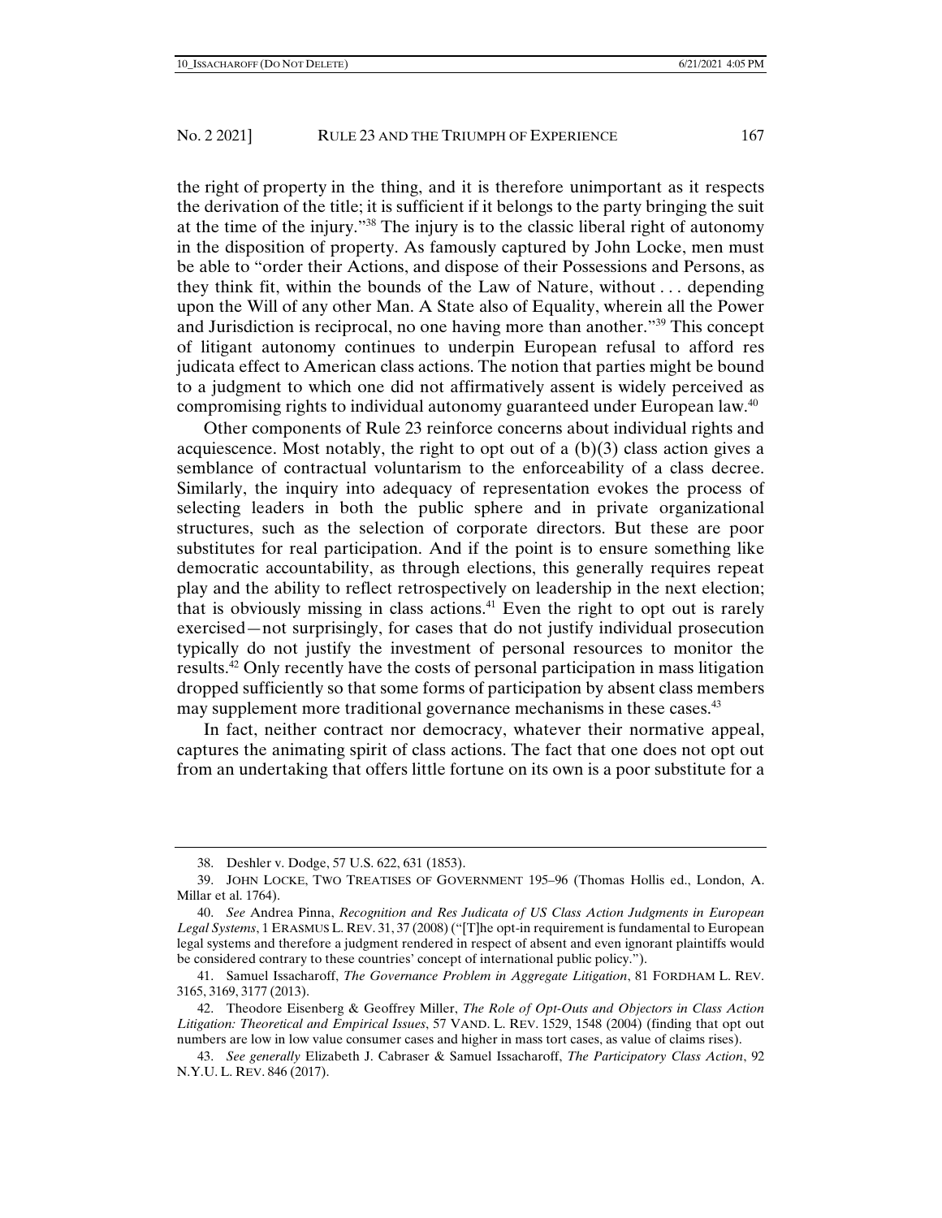the right of property in the thing, and it is therefore unimportant as it respects the derivation of the title; it is sufficient if it belongs to the party bringing the suit at the time of the injury."[38] The injury is to the classic liberal right of autonomy in the disposition of property. As famously captured by John Locke, men must be able to "order their Actions, and dispose of their Possessions and Persons, as they think fit, within the bounds of the Law of Nature, without . . . depending upon the Will of any other Man. A State also of Equality, wherein all the Power and Jurisdiction is reciprocal, no one having more than another."[39] This concept of litigant autonomy continues to underpin European refusal to afford res judicata effect to American class actions. The notion that parties might be bound to a judgment to which one did not affirmatively assent is widely perceived as compromising rights to individual autonomy guaranteed under European law.[40]

Other components of Rule 23 reinforce concerns about individual rights and acquiescence. Most notably, the right to opt out of a (b)(3) class action gives a semblance of contractual voluntarism to the enforceability of a class decree. Similarly, the inquiry into adequacy of representation evokes the process of selecting leaders in both the public sphere and in private organizational structures, such as the selection of corporate directors. But these are poor substitutes for real participation. And if the point is to ensure something like democratic accountability, as through elections, this generally requires repeat play and the ability to reflect retrospectively on leadership in the next election; that is obviously missing in class actions.[41] Even the right to opt out is rarely exercised—not surprisingly, for cases that do not justify individual prosecution typically do not justify the investment of personal resources to monitor the results.[42] Only recently have the costs of personal participation in mass litigation dropped sufficiently so that some forms of participation by absent class members may supplement more traditional governance mechanisms in these cases.[43]

In fact, neither contract nor democracy, whatever their normative appeal, captures the animating spirit of class actions. The fact that one does not opt out from an undertaking that offers little fortune on its own is a poor substitute for a

---

38. Deshler v. Dodge, 57 U.S. 622, 631 (1853).

39. JOHN LOCKE, TWO TREATISES OF GOVERNMENT 195–96 (Thomas Hollis ed., London, A. Millar et al. 1764).

40. *See* Andrea Pinna, *Recognition and Res Judicata of US Class Action Judgments in European Legal Systems*, 1 ERASMUS L. REV. 31, 37 (2008) ("[T]he opt-in requirement is fundamental to European legal systems and therefore a judgment rendered in respect of absent and even ignorant plaintiffs would be considered contrary to these countries' concept of international public policy.").

41. Samuel Issacharoff, *The Governance Problem in Aggregate Litigation*, 81 FORDHAM L. REV. 3165, 3169, 3177 (2013).

42. Theodore Eisenberg & Geoffrey Miller, *The Role of Opt-Outs and Objectors in Class Action Litigation: Theoretical and Empirical Issues*, 57 VAND. L. REV. 1529, 1548 (2004) (finding that opt out numbers are low in low value consumer cases and higher in mass tort cases, as value of claims rises).

43. *See generally* Elizabeth J. Cabraser & Samuel Issacharoff, *The Participatory Class Action*, 92 N.Y.U. L. REV. 846 (2017).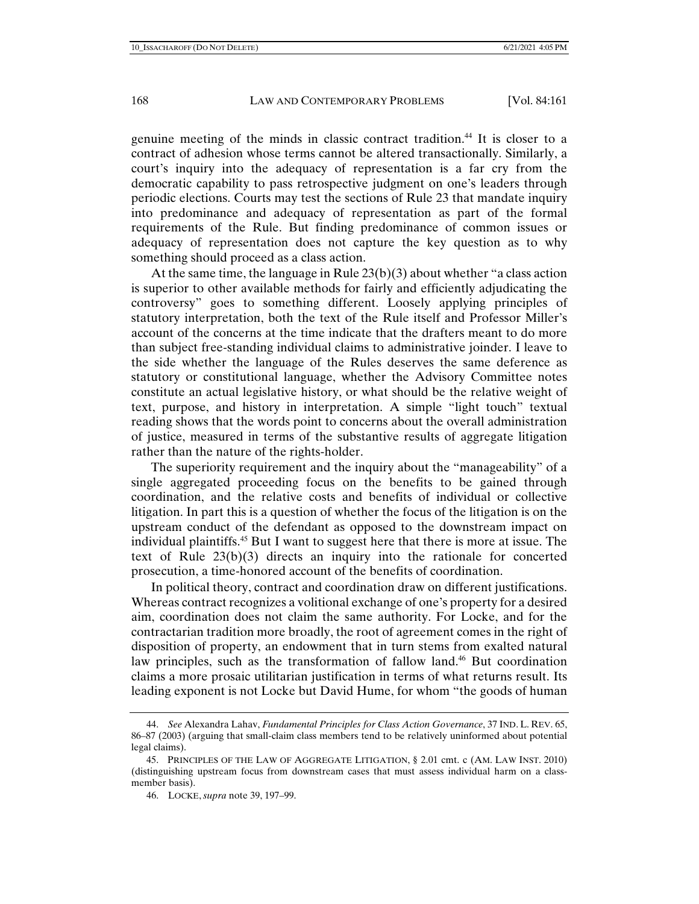genuine meeting of the minds in classic contract tradition.[44] It is closer to a contract of adhesion whose terms cannot be altered transactionally. Similarly, a court's inquiry into the adequacy of representation is a far cry from the democratic capability to pass retrospective judgment on one's leaders through periodic elections. Courts may test the sections of Rule 23 that mandate inquiry into predominance and adequacy of representation as part of the formal requirements of the Rule. But finding predominance of common issues or adequacy of representation does not capture the key question as to why something should proceed as a class action.

At the same time, the language in Rule 23(b)(3) about whether "a class action is superior to other available methods for fairly and efficiently adjudicating the controversy" goes to something different. Loosely applying principles of statutory interpretation, both the text of the Rule itself and Professor Miller's account of the concerns at the time indicate that the drafters meant to do more than subject free-standing individual claims to administrative joinder. I leave to the side whether the language of the Rules deserves the same deference as statutory or constitutional language, whether the Advisory Committee notes constitute an actual legislative history, or what should be the relative weight of text, purpose, and history in interpretation. A simple "light touch" textual reading shows that the words point to concerns about the overall administration of justice, measured in terms of the substantive results of aggregate litigation rather than the nature of the rights-holder.

The superiority requirement and the inquiry about the "manageability" of a single aggregated proceeding focus on the benefits to be gained through coordination, and the relative costs and benefits of individual or collective litigation. In part this is a question of whether the focus of the litigation is on the upstream conduct of the defendant as opposed to the downstream impact on individual plaintiffs.[45] But I want to suggest here that there is more at issue. The text of Rule 23(b)(3) directs an inquiry into the rationale for concerted prosecution, a time-honored account of the benefits of coordination.

In political theory, contract and coordination draw on different justifications. Whereas contract recognizes a volitional exchange of one's property for a desired aim, coordination does not claim the same authority. For Locke, and for the contractarian tradition more broadly, the root of agreement comes in the right of disposition of property, an endowment that in turn stems from exalted natural law principles, such as the transformation of fallow land.[46] But coordination claims a more prosaic utilitarian justification in terms of what returns result. Its leading exponent is not Locke but David Hume, for whom "the goods of human

---

44. *See* Alexandra Lahav, *Fundamental Principles for Class Action Governance*, 37 IND. L. REV. 65, 86–87 (2003) (arguing that small-claim class members tend to be relatively uninformed about potential legal claims).

45. PRINCIPLES OF THE LAW OF AGGREGATE LITIGATION, § 2.01 cmt. c (AM. LAW INST. 2010) (distinguishing upstream focus from downstream cases that must assess individual harm on a class-member basis).

46. LOCKE, *supra* note 39, 197–99.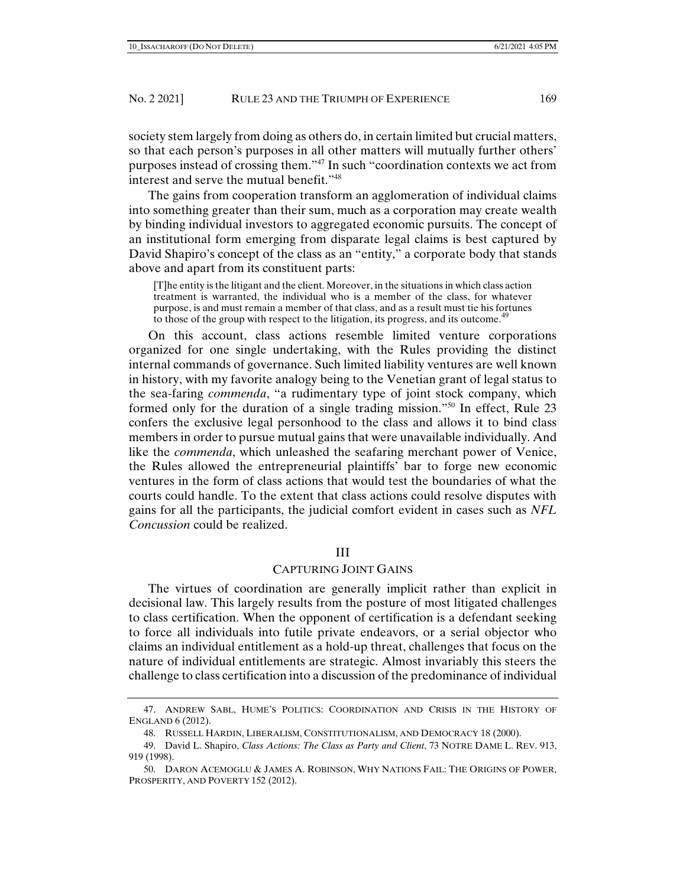society stem largely from doing as others do, in certain limited but crucial matters, so that each person's purposes in all other matters will mutually further others' purposes instead of crossing them."[47] In such "coordination contexts we act from interest and serve the mutual benefit."[48]

The gains from cooperation transform an agglomeration of individual claims into something greater than their sum, much as a corporation may create wealth by binding individual investors to aggregated economic pursuits. The concept of an institutional form emerging from disparate legal claims is best captured by David Shapiro's concept of the class as an "entity," a corporate body that stands above and apart from its constituent parts:

> [T]he entity is the litigant and the client. Moreover, in the situations in which class action treatment is warranted, the individual who is a member of the class, for whatever purpose, is and must remain a member of that class, and as a result must tie his fortunes to those of the group with respect to the litigation, its progress, and its outcome.[49]

On this account, class actions resemble limited venture corporations organized for one single undertaking, with the Rules providing the distinct internal commands of governance. Such limited liability ventures are well known in history, with my favorite analogy being to the Venetian grant of legal status to the sea-faring *commenda*, "a rudimentary type of joint stock company, which formed only for the duration of a single trading mission."[50] In effect, Rule 23 confers the exclusive legal personhood to the class and allows it to bind class members in order to pursue mutual gains that were unavailable individually. And like the *commenda*, which unleashed the seafaring merchant power of Venice, the Rules allowed the entrepreneurial plaintiffs' bar to forge new economic ventures in the form of class actions that would test the boundaries of what the courts could handle. To the extent that class actions could resolve disputes with gains for all the participants, the judicial comfort evident in cases such as *NFL Concussion* could be realized.

## III

## CAPTURING JOINT GAINS

The virtues of coordination are generally implicit rather than explicit in decisional law. This largely results from the posture of most litigated challenges to class certification. When the opponent of certification is a defendant seeking to force all individuals into futile private endeavors, or a serial objector who claims an individual entitlement as a hold-up threat, challenges that focus on the nature of individual entitlements are strategic. Almost invariably this steers the challenge to class certification into a discussion of the predominance of individual

---

47. ANDREW SABL, HUME'S POLITICS: COORDINATION AND CRISIS IN THE HISTORY OF ENGLAND 6 (2012).

48. RUSSELL HARDIN, LIBERALISM, CONSTITUTIONALISM, AND DEMOCRACY 18 (2000).

49. David L. Shapiro, *Class Actions: The Class as Party and Client*, 73 NOTRE DAME L. REV. 913, 919 (1998).

50. DARON ACEMOGLU & JAMES A. ROBINSON, WHY NATIONS FAIL: THE ORIGINS OF POWER, PROSPERITY, AND POVERTY 152 (2012).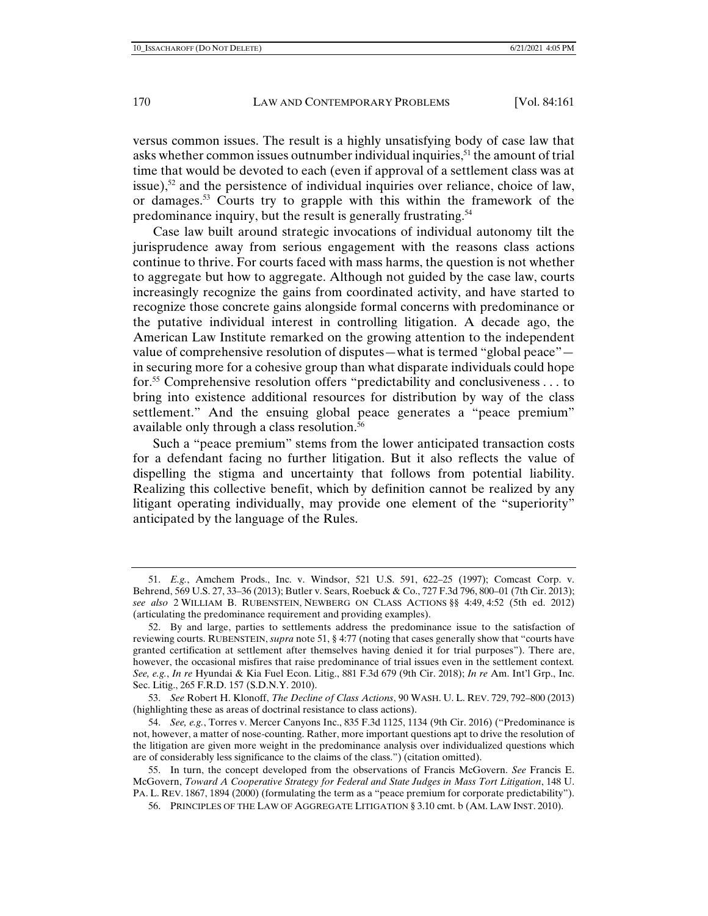versus common issues. The result is a highly unsatisfying body of case law that asks whether common issues outnumber individual inquiries,[51] the amount of trial time that would be devoted to each (even if approval of a settlement class was at issue),[52] and the persistence of individual inquiries over reliance, choice of law, or damages.[53] Courts try to grapple with this within the framework of the predominance inquiry, but the result is generally frustrating.[54]

Case law built around strategic invocations of individual autonomy tilt the jurisprudence away from serious engagement with the reasons class actions continue to thrive. For courts faced with mass harms, the question is not whether to aggregate but how to aggregate. Although not guided by the case law, courts increasingly recognize the gains from coordinated activity, and have started to recognize those concrete gains alongside formal concerns with predominance or the putative individual interest in controlling litigation. A decade ago, the American Law Institute remarked on the growing attention to the independent value of comprehensive resolution of disputes—what is termed "global peace"—in securing more for a cohesive group than what disparate individuals could hope for.[55] Comprehensive resolution offers "predictability and conclusiveness . . . to bring into existence additional resources for distribution by way of the class settlement." And the ensuing global peace generates a "peace premium" available only through a class resolution.[56]

Such a "peace premium" stems from the lower anticipated transaction costs for a defendant facing no further litigation. But it also reflects the value of dispelling the stigma and uncertainty that follows from potential liability. Realizing this collective benefit, which by definition cannot be realized by any litigant operating individually, may provide one element of the "superiority" anticipated by the language of the Rules.

---

51. *E.g.*, Amchem Prods., Inc. v. Windsor, 521 U.S. 591, 622–25 (1997); Comcast Corp. v. Behrend, 569 U.S. 27, 33–36 (2013); Butler v. Sears, Roebuck & Co., 727 F.3d 796, 800–01 (7th Cir. 2013); *see also* 2 WILLIAM B. RUBENSTEIN, NEWBERG ON CLASS ACTIONS §§ 4:49, 4:52 (5th ed. 2012) (articulating the predominance requirement and providing examples).

52. By and large, parties to settlements address the predominance issue to the satisfaction of reviewing courts. RUBENSTEIN, *supra* note 51, § 4:77 (noting that cases generally show that "courts have granted certification at settlement after themselves having denied it for trial purposes"). There are, however, the occasional misfires that raise predominance of trial issues even in the settlement context. *See, e.g.*, *In re* Hyundai & Kia Fuel Econ. Litig., 881 F.3d 679 (9th Cir. 2018); *In re* Am. Int'l Grp., Inc. Sec. Litig., 265 F.R.D. 157 (S.D.N.Y. 2010).

53. *See* Robert H. Klonoff, *The Decline of Class Actions*, 90 WASH. U. L. REV. 729, 792–800 (2013) (highlighting these as areas of doctrinal resistance to class actions).

54. *See, e.g.*, Torres v. Mercer Canyons Inc., 835 F.3d 1125, 1134 (9th Cir. 2016) ("Predominance is not, however, a matter of nose-counting. Rather, more important questions apt to drive the resolution of the litigation are given more weight in the predominance analysis over individualized questions which are of considerably less significance to the claims of the class.") (citation omitted).

55. In turn, the concept developed from the observations of Francis McGovern. *See* Francis E. McGovern, *Toward A Cooperative Strategy for Federal and State Judges in Mass Tort Litigation*, 148 U. PA. L. REV. 1867, 1894 (2000) (formulating the term as a "peace premium for corporate predictability").

56. PRINCIPLES OF THE LAW OF AGGREGATE LITIGATION § 3.10 cmt. b (AM. LAW INST. 2010).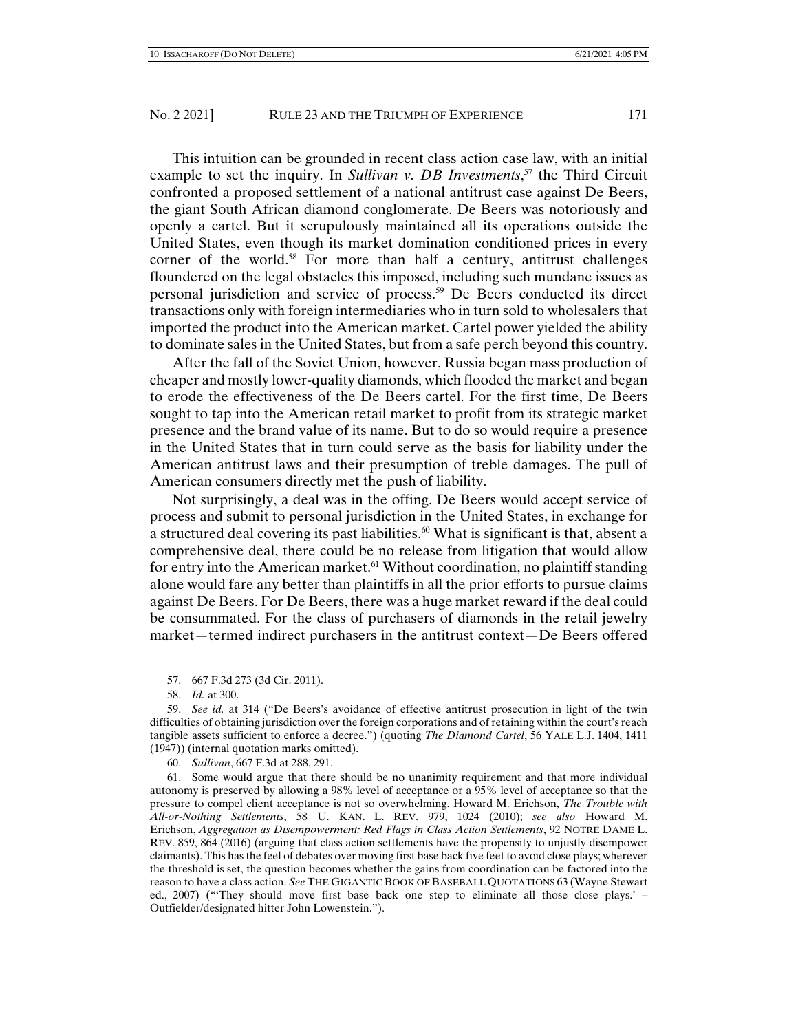This intuition can be grounded in recent class action case law, with an initial example to set the inquiry. In *Sullivan v. DB Investments*,[57] the Third Circuit confronted a proposed settlement of a national antitrust case against De Beers, the giant South African diamond conglomerate. De Beers was notoriously and openly a cartel. But it scrupulously maintained all its operations outside the United States, even though its market domination conditioned prices in every corner of the world.[58] For more than half a century, antitrust challenges floundered on the legal obstacles this imposed, including such mundane issues as personal jurisdiction and service of process.[59] De Beers conducted its direct transactions only with foreign intermediaries who in turn sold to wholesalers that imported the product into the American market. Cartel power yielded the ability to dominate sales in the United States, but from a safe perch beyond this country.

After the fall of the Soviet Union, however, Russia began mass production of cheaper and mostly lower-quality diamonds, which flooded the market and began to erode the effectiveness of the De Beers cartel. For the first time, De Beers sought to tap into the American retail market to profit from its strategic market presence and the brand value of its name. But to do so would require a presence in the United States that in turn could serve as the basis for liability under the American antitrust laws and their presumption of treble damages. The pull of American consumers directly met the push of liability.

Not surprisingly, a deal was in the offing. De Beers would accept service of process and submit to personal jurisdiction in the United States, in exchange for a structured deal covering its past liabilities.[60] What is significant is that, absent a comprehensive deal, there could be no release from litigation that would allow for entry into the American market.[61] Without coordination, no plaintiff standing alone would fare any better than plaintiffs in all the prior efforts to pursue claims against De Beers. For De Beers, there was a huge market reward if the deal could be consummated. For the class of purchasers of diamonds in the retail jewelry market—termed indirect purchasers in the antitrust context—De Beers offered

---

57. 667 F.3d 273 (3d Cir. 2011).

58. *Id.* at 300.

59. *See id.* at 314 ("De Beers's avoidance of effective antitrust prosecution in light of the twin difficulties of obtaining jurisdiction over the foreign corporations and of retaining within the court's reach tangible assets sufficient to enforce a decree.") (quoting *The Diamond Cartel*, 56 YALE L.J. 1404, 1411 (1947)) (internal quotation marks omitted).

60. *Sullivan*, 667 F.3d at 288, 291.

61. Some would argue that there should be no unanimity requirement and that more individual autonomy is preserved by allowing a 98% level of acceptance or a 95% level of acceptance so that the pressure to compel client acceptance is not so overwhelming. Howard M. Erichson, *The Trouble with All-or-Nothing Settlements*, 58 U. KAN. L. REV. 979, 1024 (2010); *see also* Howard M. Erichson, *Aggregation as Disempowerment: Red Flags in Class Action Settlements*, 92 NOTRE DAME L. REV. 859, 864 (2016) (arguing that class action settlements have the propensity to unjustly disempower claimants). This has the feel of debates over moving first base back five feet to avoid close plays; wherever the threshold is set, the question becomes whether the gains from coordination can be factored into the reason to have a class action. *See* THE GIGANTIC BOOK OF BASEBALL QUOTATIONS 63 (Wayne Stewart ed., 2007) ("'They should move first base back one step to eliminate all those close plays.' – Outfielder/designated hitter John Lowenstein.").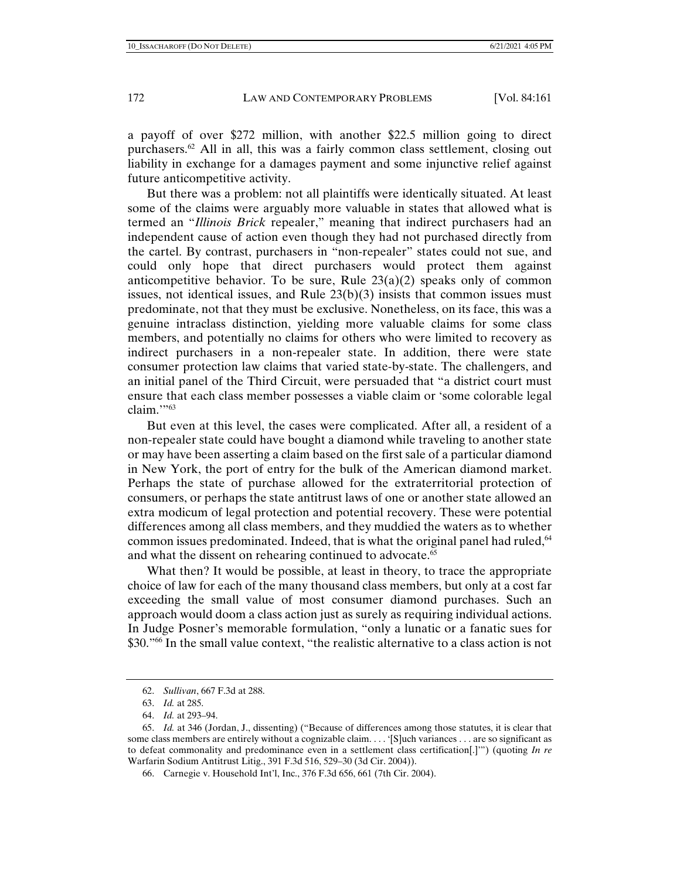a payoff of over $272 million, with another $22.5 million going to direct purchasers.[62] All in all, this was a fairly common class settlement, closing out liability in exchange for a damages payment and some injunctive relief against future anticompetitive activity.

But there was a problem: not all plaintiffs were identically situated. At least some of the claims were arguably more valuable in states that allowed what is termed an "*Illinois Brick* repealer," meaning that indirect purchasers had an independent cause of action even though they had not purchased directly from the cartel. By contrast, purchasers in "non-repealer" states could not sue, and could only hope that direct purchasers would protect them against anticompetitive behavior. To be sure, Rule 23(a)(2) speaks only of common issues, not identical issues, and Rule 23(b)(3) insists that common issues must predominate, not that they must be exclusive. Nonetheless, on its face, this was a genuine intraclass distinction, yielding more valuable claims for some class members, and potentially no claims for others who were limited to recovery as indirect purchasers in a non-repealer state. In addition, there were state consumer protection law claims that varied state-by-state. The challengers, and an initial panel of the Third Circuit, were persuaded that "a district court must ensure that each class member possesses a viable claim or 'some colorable legal claim.'"[63]

But even at this level, the cases were complicated. After all, a resident of a non-repealer state could have bought a diamond while traveling to another state or may have been asserting a claim based on the first sale of a particular diamond in New York, the port of entry for the bulk of the American diamond market. Perhaps the state of purchase allowed for the extraterritorial protection of consumers, or perhaps the state antitrust laws of one or another state allowed an extra modicum of legal protection and potential recovery. These were potential differences among all class members, and they muddied the waters as to whether common issues predominated. Indeed, that is what the original panel had ruled,[64] and what the dissent on rehearing continued to advocate.[65]

What then? It would be possible, at least in theory, to trace the appropriate choice of law for each of the many thousand class members, but only at a cost far exceeding the small value of most consumer diamond purchases. Such an approach would doom a class action just as surely as requiring individual actions. In Judge Posner's memorable formulation, "only a lunatic or a fanatic sues for $30."[66] In the small value context, "the realistic alternative to a class action is not

---

62. *Sullivan*, 667 F.3d at 288.

63. *Id.* at 285.

64. *Id.* at 293–94.

65. *Id.* at 346 (Jordan, J., dissenting) ("Because of differences among those statutes, it is clear that some class members are entirely without a cognizable claim. . . . '[S]uch variances . . . are so significant as to defeat commonality and predominance even in a settlement class certification[.]'") (quoting *In re* Warfarin Sodium Antitrust Litig., 391 F.3d 516, 529–30 (3d Cir. 2004)).

66. Carnegie v. Household Int'l, Inc., 376 F.3d 656, 661 (7th Cir. 2004).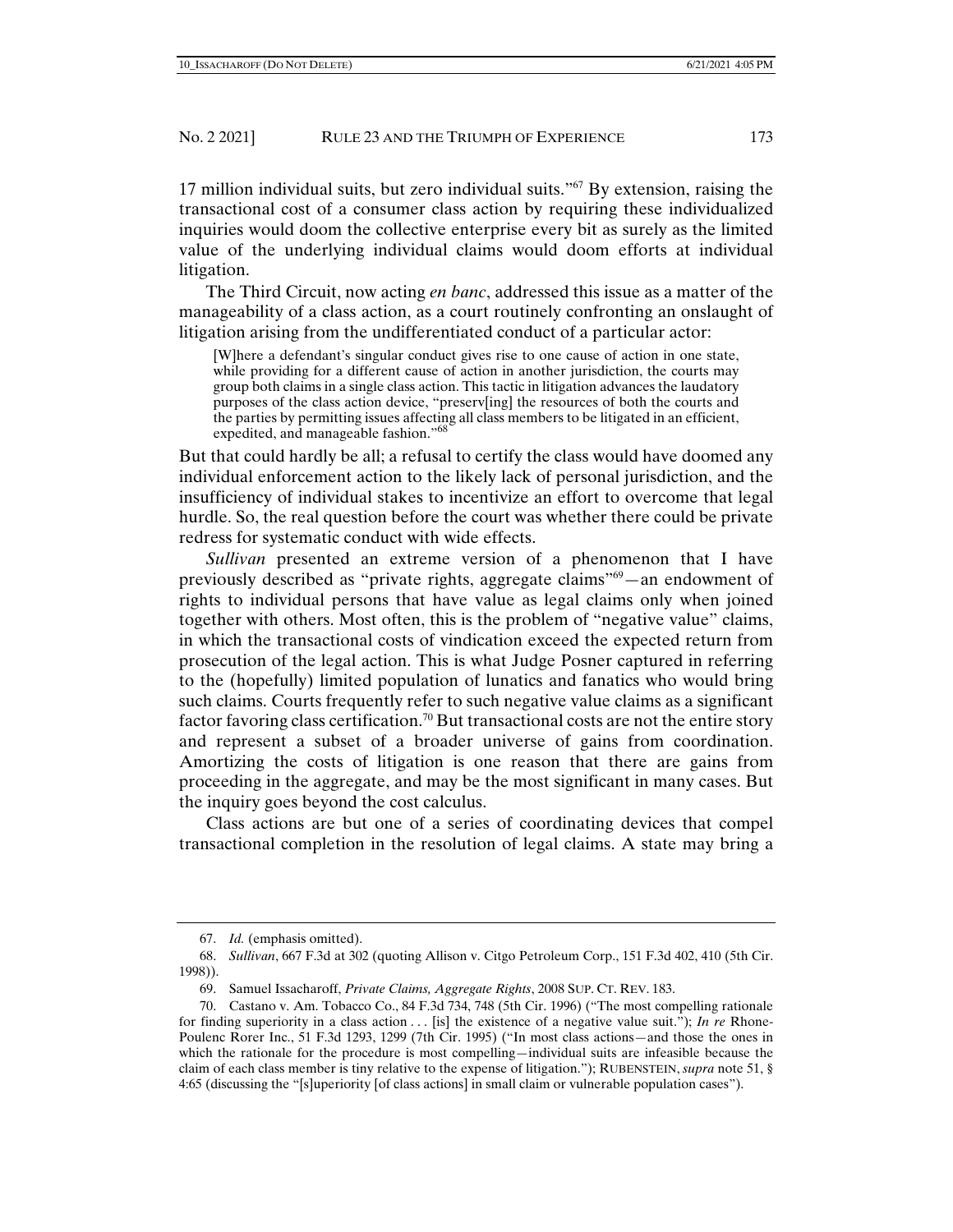17 million individual suits, but zero individual suits."[67] By extension, raising the transactional cost of a consumer class action by requiring these individualized inquiries would doom the collective enterprise every bit as surely as the limited value of the underlying individual claims would doom efforts at individual litigation.

The Third Circuit, now acting *en banc*, addressed this issue as a matter of the manageability of a class action, as a court routinely confronting an onslaught of litigation arising from the undifferentiated conduct of a particular actor:

> [W]here a defendant's singular conduct gives rise to one cause of action in one state, while providing for a different cause of action in another jurisdiction, the courts may group both claims in a single class action. This tactic in litigation advances the laudatory purposes of the class action device, "preserv[ing] the resources of both the courts and the parties by permitting issues affecting all class members to be litigated in an efficient, expedited, and manageable fashion."[68]

But that could hardly be all; a refusal to certify the class would have doomed any individual enforcement action to the likely lack of personal jurisdiction, and the insufficiency of individual stakes to incentivize an effort to overcome that legal hurdle. So, the real question before the court was whether there could be private redress for systematic conduct with wide effects.

*Sullivan* presented an extreme version of a phenomenon that I have previously described as "private rights, aggregate claims"[69]—an endowment of rights to individual persons that have value as legal claims only when joined together with others. Most often, this is the problem of "negative value" claims, in which the transactional costs of vindication exceed the expected return from prosecution of the legal action. This is what Judge Posner captured in referring to the (hopefully) limited population of lunatics and fanatics who would bring such claims. Courts frequently refer to such negative value claims as a significant factor favoring class certification.[70] But transactional costs are not the entire story and represent a subset of a broader universe of gains from coordination. Amortizing the costs of litigation is one reason that there are gains from proceeding in the aggregate, and may be the most significant in many cases. But the inquiry goes beyond the cost calculus.

Class actions are but one of a series of coordinating devices that compel transactional completion in the resolution of legal claims. A state may bring a

---

67. *Id.* (emphasis omitted).

68. *Sullivan*, 667 F.3d at 302 (quoting Allison v. Citgo Petroleum Corp., 151 F.3d 402, 410 (5th Cir. 1998)).

69. Samuel Issacharoff, *Private Claims, Aggregate Rights*, 2008 SUP. CT. REV. 183.

70. Castano v. Am. Tobacco Co., 84 F.3d 734, 748 (5th Cir. 1996) ("The most compelling rationale for finding superiority in a class action . . . [is] the existence of a negative value suit."); *In re* Rhone-Poulenc Rorer Inc., 51 F.3d 1293, 1299 (7th Cir. 1995) ("In most class actions—and those the ones in which the rationale for the procedure is most compelling—individual suits are infeasible because the claim of each class member is tiny relative to the expense of litigation."); RUBENSTEIN, *supra* note 51, § 4:65 (discussing the "[s]uperiority [of class actions] in small claim or vulnerable population cases").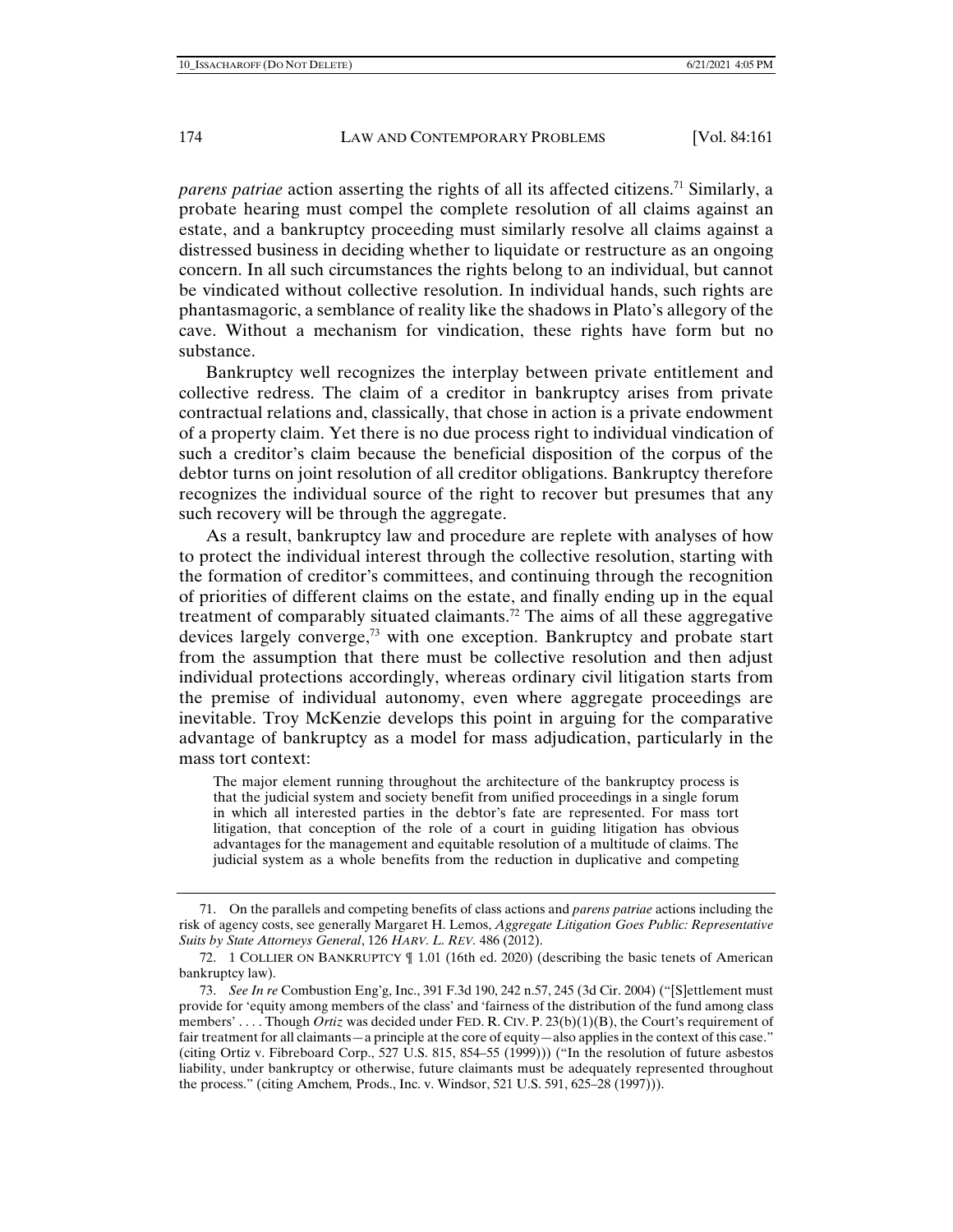*parens patriae* action asserting the rights of all its affected citizens.[71] Similarly, a probate hearing must compel the complete resolution of all claims against an estate, and a bankruptcy proceeding must similarly resolve all claims against a distressed business in deciding whether to liquidate or restructure as an ongoing concern. In all such circumstances the rights belong to an individual, but cannot be vindicated without collective resolution. In individual hands, such rights are phantasmagoric, a semblance of reality like the shadows in Plato's allegory of the cave. Without a mechanism for vindication, these rights have form but no substance.

Bankruptcy well recognizes the interplay between private entitlement and collective redress. The claim of a creditor in bankruptcy arises from private contractual relations and, classically, that chose in action is a private endowment of a property claim. Yet there is no due process right to individual vindication of such a creditor's claim because the beneficial disposition of the corpus of the debtor turns on joint resolution of all creditor obligations. Bankruptcy therefore recognizes the individual source of the right to recover but presumes that any such recovery will be through the aggregate.

As a result, bankruptcy law and procedure are replete with analyses of how to protect the individual interest through the collective resolution, starting with the formation of creditor's committees, and continuing through the recognition of priorities of different claims on the estate, and finally ending up in the equal treatment of comparably situated claimants.[72] The aims of all these aggregative devices largely converge,[73] with one exception. Bankruptcy and probate start from the assumption that there must be collective resolution and then adjust individual protections accordingly, whereas ordinary civil litigation starts from the premise of individual autonomy, even where aggregate proceedings are inevitable. Troy McKenzie develops this point in arguing for the comparative advantage of bankruptcy as a model for mass adjudication, particularly in the mass tort context:

> The major element running throughout the architecture of the bankruptcy process is that the judicial system and society benefit from unified proceedings in a single forum in which all interested parties in the debtor's fate are represented. For mass tort litigation, that conception of the role of a court in guiding litigation has obvious advantages for the management and equitable resolution of a multitude of claims. The judicial system as a whole benefits from the reduction in duplicative and competing

---

71. On the parallels and competing benefits of class actions and *parens patriae* actions including the risk of agency costs, see generally Margaret H. Lemos, *Aggregate Litigation Goes Public: Representative Suits by State Attorneys General*, 126 HARV. L. REV. 486 (2012).

72. 1 COLLIER ON BANKRUPTCY ¶ 1.01 (16th ed. 2020) (describing the basic tenets of American bankruptcy law).

73. *See In re* Combustion Eng'g, Inc., 391 F.3d 190, 242 n.57, 245 (3d Cir. 2004) ("[S]ettlement must provide for 'equity among members of the class' and 'fairness of the distribution of the fund among class members' . . . . Though *Ortiz* was decided under FED. R. CIV. P. 23(b)(1)(B), the Court's requirement of fair treatment for all claimants—a principle at the core of equity—also applies in the context of this case." (citing Ortiz v. Fibreboard Corp., 527 U.S. 815, 854–55 (1999))) ("In the resolution of future asbestos liability, under bankruptcy or otherwise, future claimants must be adequately represented throughout the process." (citing Amchem*,* Prods., Inc. v. Windsor, 521 U.S. 591, 625–28 (1997))).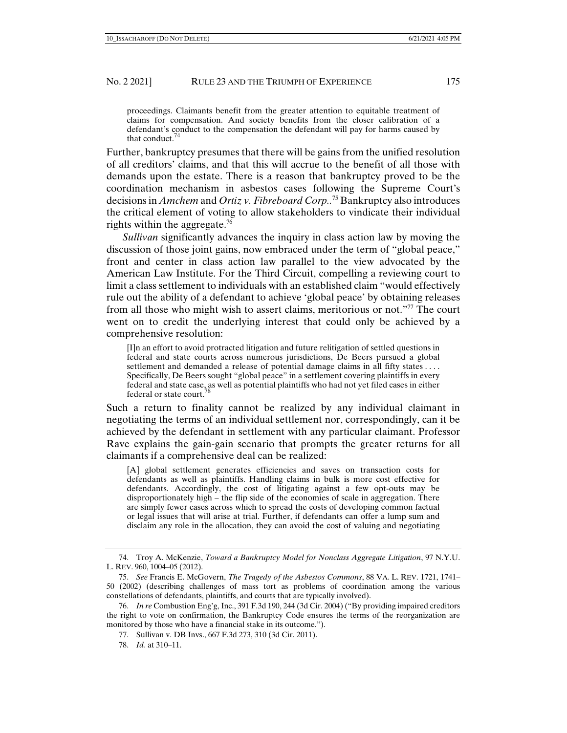> proceedings. Claimants benefit from the greater attention to equitable treatment of claims for compensation. And society benefits from the closer calibration of a defendant's conduct to the compensation the defendant will pay for harms caused by that conduct.[74]

Further, bankruptcy presumes that there will be gains from the unified resolution of all creditors' claims, and that this will accrue to the benefit of all those with demands upon the estate. There is a reason that bankruptcy proved to be the coordination mechanism in asbestos cases following the Supreme Court's decisions in *Amchem* and *Ortiz v. Fibreboard Corp.*.[75] Bankruptcy also introduces the critical element of voting to allow stakeholders to vindicate their individual rights within the aggregate.[76]

*Sullivan* significantly advances the inquiry in class action law by moving the discussion of those joint gains, now embraced under the term of "global peace," front and center in class action law parallel to the view advocated by the American Law Institute. For the Third Circuit, compelling a reviewing court to limit a class settlement to individuals with an established claim "would effectively rule out the ability of a defendant to achieve 'global peace' by obtaining releases from all those who might wish to assert claims, meritorious or not."[77] The court went on to credit the underlying interest that could only be achieved by a comprehensive resolution:

> [I]n an effort to avoid protracted litigation and future relitigation of settled questions in federal and state courts across numerous jurisdictions, De Beers pursued a global settlement and demanded a release of potential damage claims in all fifty states . . . . Specifically, De Beers sought "global peace" in a settlement covering plaintiffs in every federal and state case, as well as potential plaintiffs who had not yet filed cases in either federal or state court.[78]

Such a return to finality cannot be realized by any individual claimant in negotiating the terms of an individual settlement nor, correspondingly, can it be achieved by the defendant in settlement with any particular claimant. Professor Rave explains the gain-gain scenario that prompts the greater returns for all claimants if a comprehensive deal can be realized:

> [A] global settlement generates efficiencies and saves on transaction costs for defendants as well as plaintiffs. Handling claims in bulk is more cost effective for defendants. Accordingly, the cost of litigating against a few opt-outs may be disproportionately high – the flip side of the economies of scale in aggregation. There are simply fewer cases across which to spread the costs of developing common factual or legal issues that will arise at trial. Further, if defendants can offer a lump sum and disclaim any role in the allocation, they can avoid the cost of valuing and negotiating

---

74. Troy A. McKenzie, *Toward a Bankruptcy Model for Nonclass Aggregate Litigation*, 97 N.Y.U. L. REV. 960, 1004–05 (2012).

75. *See* Francis E. McGovern, *The Tragedy of the Asbestos Commons*, 88 VA. L. REV. 1721, 1741–50 (2002) (describing challenges of mass tort as problems of coordination among the various constellations of defendants, plaintiffs, and courts that are typically involved).

76. *In re* Combustion Eng'g, Inc., 391 F.3d 190, 244 (3d Cir. 2004) ("By providing impaired creditors the right to vote on confirmation, the Bankruptcy Code ensures the terms of the reorganization are monitored by those who have a financial stake in its outcome.").

77. Sullivan v. DB Invs., 667 F.3d 273, 310 (3d Cir. 2011).

78. *Id.* at 310–11.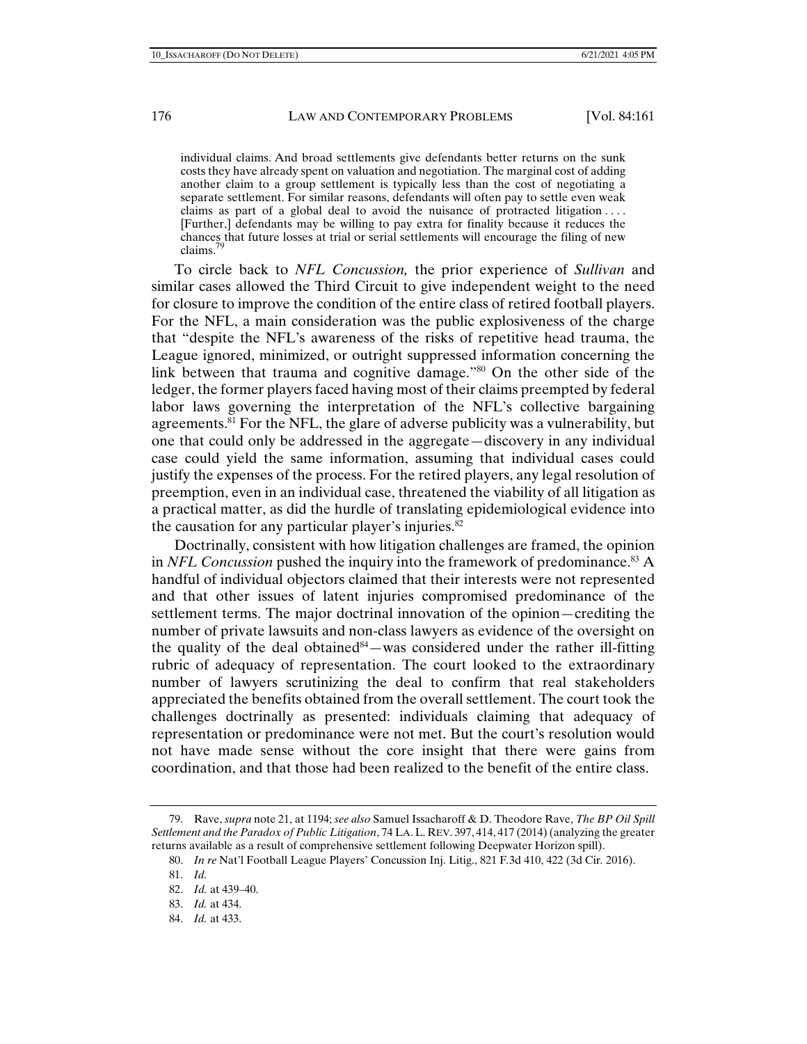> individual claims. And broad settlements give defendants better returns on the sunk costs they have already spent on valuation and negotiation. The marginal cost of adding another claim to a group settlement is typically less than the cost of negotiating a separate settlement. For similar reasons, defendants will often pay to settle even weak claims as part of a global deal to avoid the nuisance of protracted litigation . . . . [Further,] defendants may be willing to pay extra for finality because it reduces the chances that future losses at trial or serial settlements will encourage the filing of new claims.[79]

To circle back to *NFL Concussion,* the prior experience of *Sullivan* and similar cases allowed the Third Circuit to give independent weight to the need for closure to improve the condition of the entire class of retired football players. For the NFL, a main consideration was the public explosiveness of the charge that "despite the NFL's awareness of the risks of repetitive head trauma, the League ignored, minimized, or outright suppressed information concerning the link between that trauma and cognitive damage."[80] On the other side of the ledger, the former players faced having most of their claims preempted by federal labor laws governing the interpretation of the NFL's collective bargaining agreements.[81] For the NFL, the glare of adverse publicity was a vulnerability, but one that could only be addressed in the aggregate—discovery in any individual case could yield the same information, assuming that individual cases could justify the expenses of the process. For the retired players, any legal resolution of preemption, even in an individual case, threatened the viability of all litigation as a practical matter, as did the hurdle of translating epidemiological evidence into the causation for any particular player's injuries.[82]

Doctrinally, consistent with how litigation challenges are framed, the opinion in *NFL Concussion* pushed the inquiry into the framework of predominance.[83] A handful of individual objectors claimed that their interests were not represented and that other issues of latent injuries compromised predominance of the settlement terms. The major doctrinal innovation of the opinion—crediting the number of private lawsuits and non-class lawyers as evidence of the oversight on the quality of the deal obtained[84]—was considered under the rather ill-fitting rubric of adequacy of representation. The court looked to the extraordinary number of lawyers scrutinizing the deal to confirm that real stakeholders appreciated the benefits obtained from the overall settlement. The court took the challenges doctrinally as presented: individuals claiming that adequacy of representation or predominance were not met. But the court's resolution would not have made sense without the core insight that there were gains from coordination, and that those had been realized to the benefit of the entire class.

---

79. Rave, *supra* note 21, at 1194; *see also* Samuel Issacharoff & D. Theodore Rave, *The BP Oil Spill Settlement and the Paradox of Public Litigation*, 74 LA. L. REV. 397, 414, 417 (2014) (analyzing the greater returns available as a result of comprehensive settlement following Deepwater Horizon spill).

80. *In re* Nat'l Football League Players' Concussion Inj. Litig., 821 F.3d 410, 422 (3d Cir. 2016).

81. *Id.*

82. *Id.* at 439–40.

83. *Id.* at 434.

84. *Id.* at 433.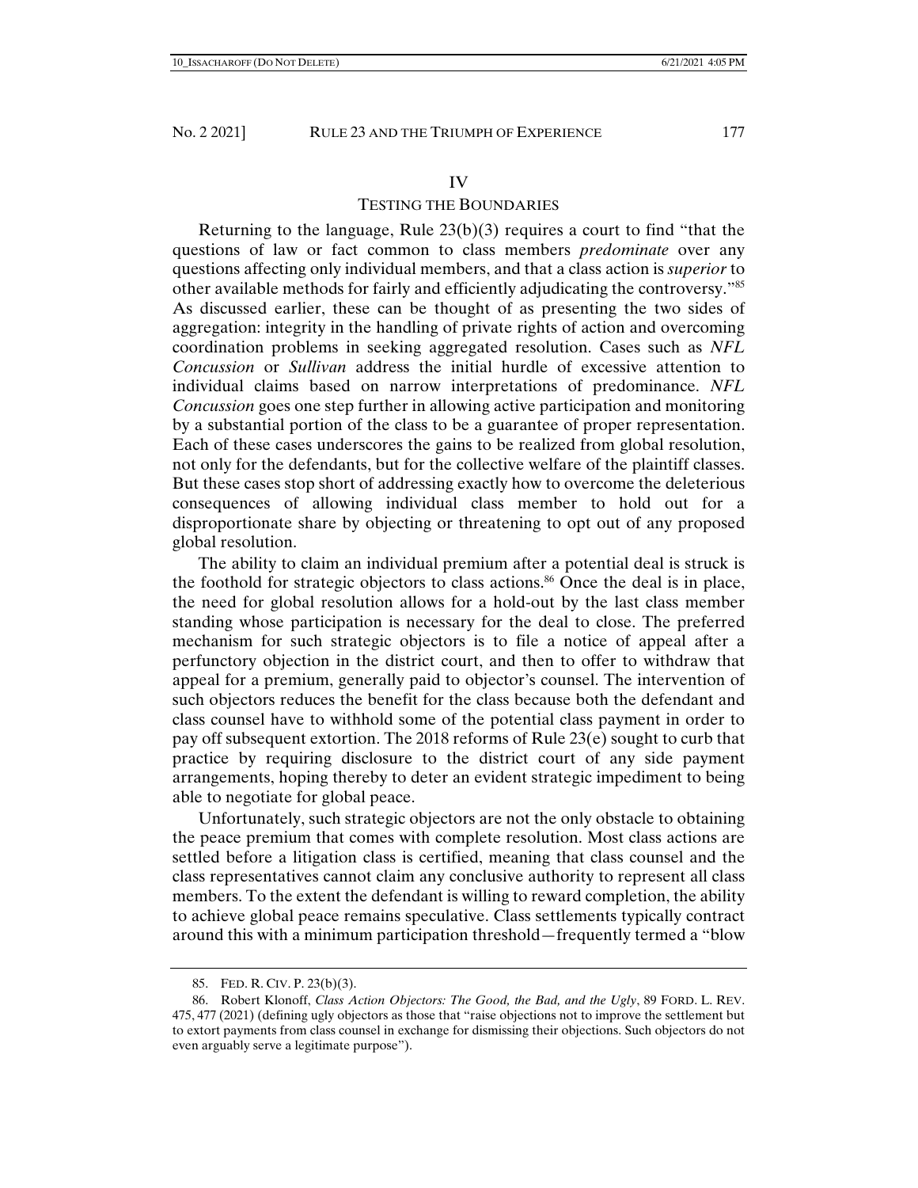## IV

## TESTING THE BOUNDARIES

Returning to the language, Rule 23(b)(3) requires a court to find "that the questions of law or fact common to class members *predominate* over any questions affecting only individual members, and that a class action is *superior* to other available methods for fairly and efficiently adjudicating the controversy."[85] As discussed earlier, these can be thought of as presenting the two sides of aggregation: integrity in the handling of private rights of action and overcoming coordination problems in seeking aggregated resolution. Cases such as *NFL Concussion* or *Sullivan* address the initial hurdle of excessive attention to individual claims based on narrow interpretations of predominance. *NFL Concussion* goes one step further in allowing active participation and monitoring by a substantial portion of the class to be a guarantee of proper representation. Each of these cases underscores the gains to be realized from global resolution, not only for the defendants, but for the collective welfare of the plaintiff classes. But these cases stop short of addressing exactly how to overcome the deleterious consequences of allowing individual class member to hold out for a disproportionate share by objecting or threatening to opt out of any proposed global resolution.

The ability to claim an individual premium after a potential deal is struck is the foothold for strategic objectors to class actions.[86] Once the deal is in place, the need for global resolution allows for a hold-out by the last class member standing whose participation is necessary for the deal to close. The preferred mechanism for such strategic objectors is to file a notice of appeal after a perfunctory objection in the district court, and then to offer to withdraw that appeal for a premium, generally paid to objector's counsel. The intervention of such objectors reduces the benefit for the class because both the defendant and class counsel have to withhold some of the potential class payment in order to pay off subsequent extortion. The 2018 reforms of Rule 23(e) sought to curb that practice by requiring disclosure to the district court of any side payment arrangements, hoping thereby to deter an evident strategic impediment to being able to negotiate for global peace.

Unfortunately, such strategic objectors are not the only obstacle to obtaining the peace premium that comes with complete resolution. Most class actions are settled before a litigation class is certified, meaning that class counsel and the class representatives cannot claim any conclusive authority to represent all class members. To the extent the defendant is willing to reward completion, the ability to achieve global peace remains speculative. Class settlements typically contract around this with a minimum participation threshold—frequently termed a "blow

---

85. FED. R. CIV. P. 23(b)(3).

86. Robert Klonoff, *Class Action Objectors: The Good, the Bad, and the Ugly*, 89 FORD. L. REV. 475, 477 (2021) (defining ugly objectors as those that "raise objections not to improve the settlement but to extort payments from class counsel in exchange for dismissing their objections. Such objectors do not even arguably serve a legitimate purpose").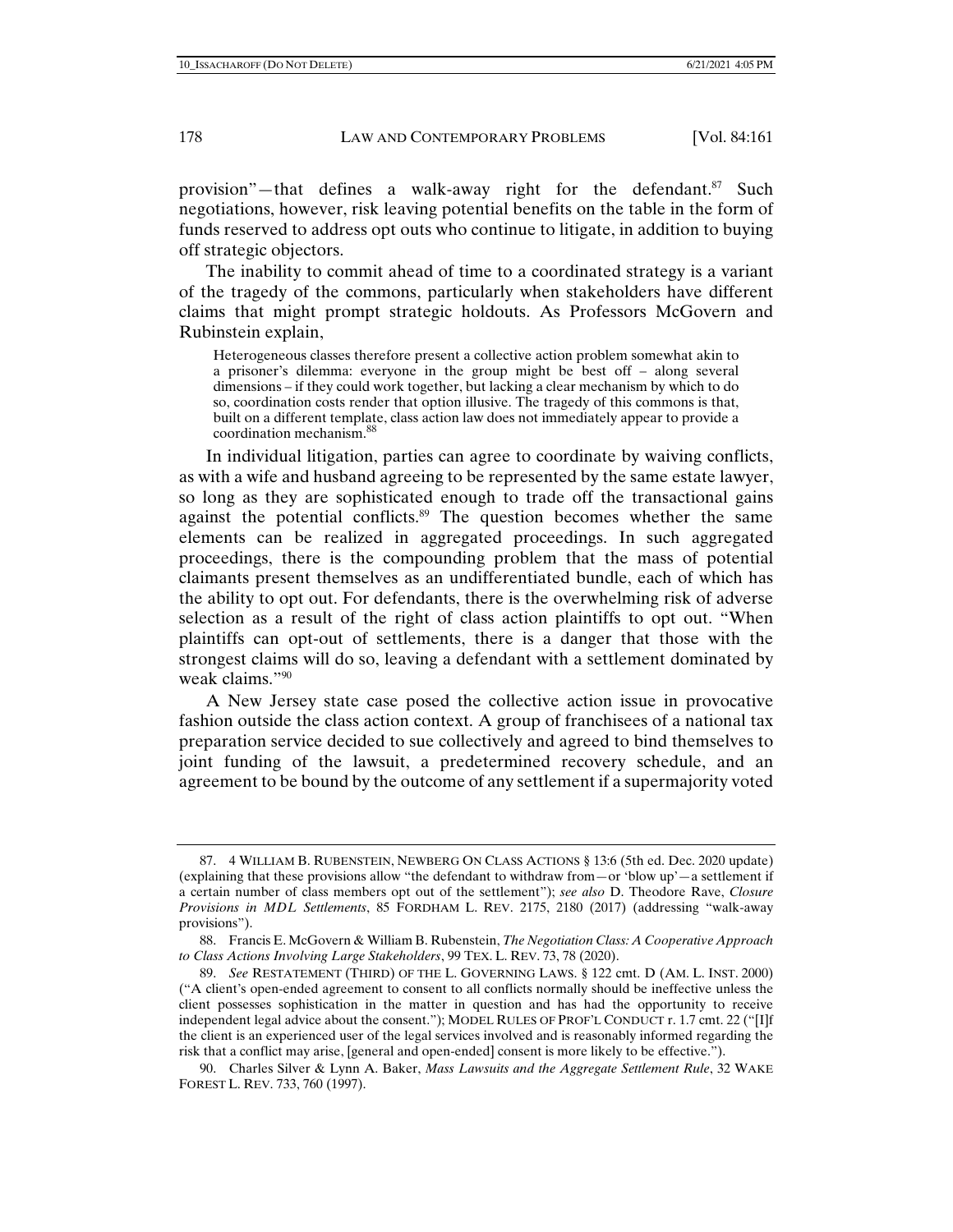provision"—that defines a walk-away right for the defendant.[87] Such negotiations, however, risk leaving potential benefits on the table in the form of funds reserved to address opt outs who continue to litigate, in addition to buying off strategic objectors.

The inability to commit ahead of time to a coordinated strategy is a variant of the tragedy of the commons, particularly when stakeholders have different claims that might prompt strategic holdouts. As Professors McGovern and Rubinstein explain,

> Heterogeneous classes therefore present a collective action problem somewhat akin to a prisoner's dilemma: everyone in the group might be best off – along several dimensions – if they could work together, but lacking a clear mechanism by which to do so, coordination costs render that option illusive. The tragedy of this commons is that, built on a different template, class action law does not immediately appear to provide a coordination mechanism.[88]

In individual litigation, parties can agree to coordinate by waiving conflicts, as with a wife and husband agreeing to be represented by the same estate lawyer, so long as they are sophisticated enough to trade off the transactional gains against the potential conflicts.[89] The question becomes whether the same elements can be realized in aggregated proceedings. In such aggregated proceedings, there is the compounding problem that the mass of potential claimants present themselves as an undifferentiated bundle, each of which has the ability to opt out. For defendants, there is the overwhelming risk of adverse selection as a result of the right of class action plaintiffs to opt out. "When plaintiffs can opt-out of settlements, there is a danger that those with the strongest claims will do so, leaving a defendant with a settlement dominated by weak claims."[90]

A New Jersey state case posed the collective action issue in provocative fashion outside the class action context. A group of franchisees of a national tax preparation service decided to sue collectively and agreed to bind themselves to joint funding of the lawsuit, a predetermined recovery schedule, and an agreement to be bound by the outcome of any settlement if a supermajority voted

---

87. 4 WILLIAM B. RUBENSTEIN, NEWBERG ON CLASS ACTIONS § 13:6 (5th ed. Dec. 2020 update) (explaining that these provisions allow "the defendant to withdraw from—or 'blow up'—a settlement if a certain number of class members opt out of the settlement"); *see also* D. Theodore Rave, *Closure Provisions in MDL Settlements*, 85 FORDHAM L. REV. 2175, 2180 (2017) (addressing "walk-away provisions").

88. Francis E. McGovern & William B. Rubenstein, *The Negotiation Class: A Cooperative Approach to Class Actions Involving Large Stakeholders*, 99 TEX. L. REV. 73, 78 (2020).

89. *See* RESTATEMENT (THIRD) OF THE L. GOVERNING LAWS. § 122 cmt. D (AM. L. INST. 2000) ("A client's open-ended agreement to consent to all conflicts normally should be ineffective unless the client possesses sophistication in the matter in question and has had the opportunity to receive independent legal advice about the consent."); MODEL RULES OF PROF'L CONDUCT r. 1.7 cmt. 22 ("[I]f the client is an experienced user of the legal services involved and is reasonably informed regarding the risk that a conflict may arise, [general and open-ended] consent is more likely to be effective.").

90. Charles Silver & Lynn A. Baker, *Mass Lawsuits and the Aggregate Settlement Rule*, 32 WAKE FOREST L. REV. 733, 760 (1997).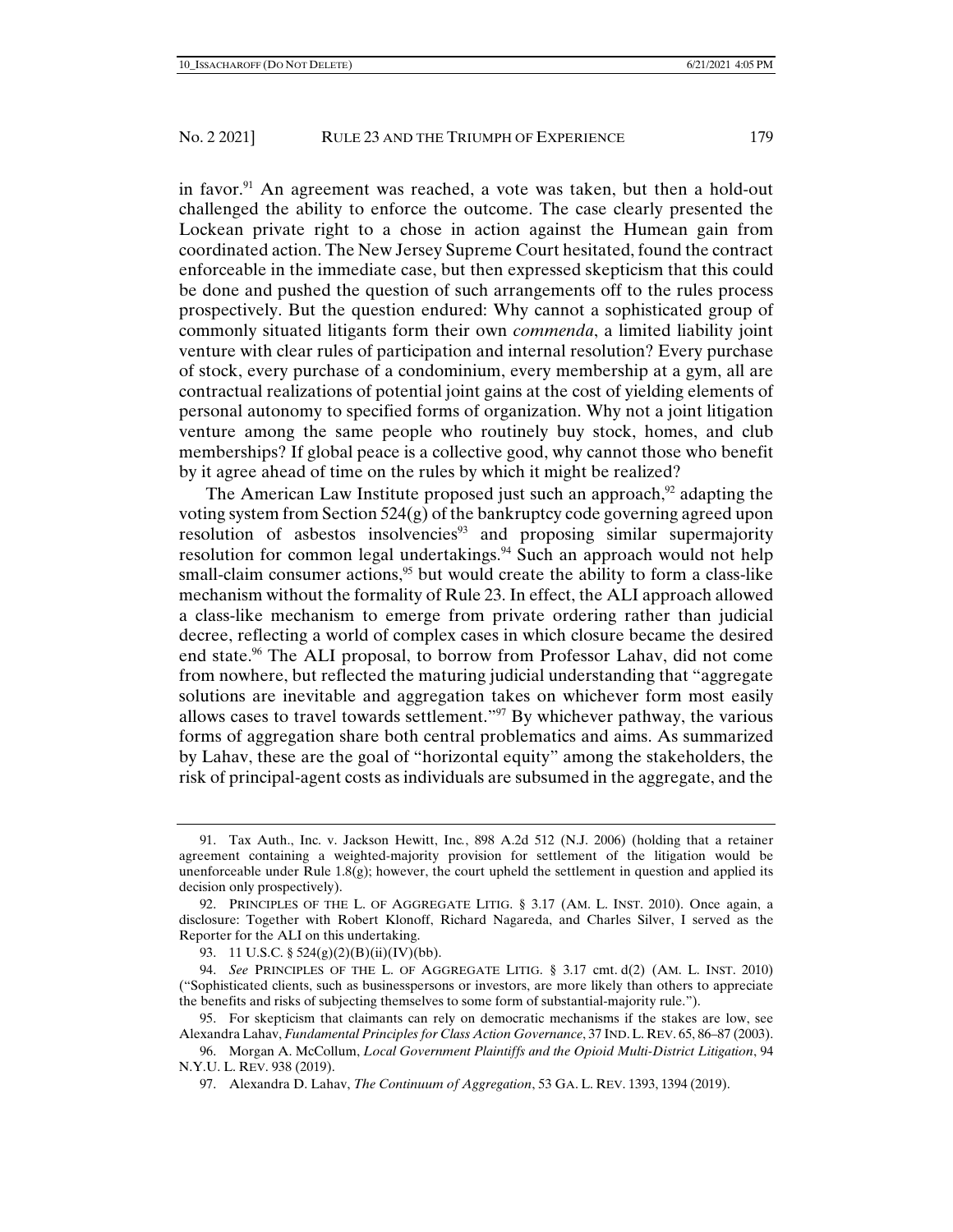in favor.[91] An agreement was reached, a vote was taken, but then a hold-out challenged the ability to enforce the outcome. The case clearly presented the Lockean private right to a chose in action against the Humean gain from coordinated action. The New Jersey Supreme Court hesitated, found the contract enforceable in the immediate case, but then expressed skepticism that this could be done and pushed the question of such arrangements off to the rules process prospectively. But the question endured: Why cannot a sophisticated group of commonly situated litigants form their own *commenda*, a limited liability joint venture with clear rules of participation and internal resolution? Every purchase of stock, every purchase of a condominium, every membership at a gym, all are contractual realizations of potential joint gains at the cost of yielding elements of personal autonomy to specified forms of organization. Why not a joint litigation venture among the same people who routinely buy stock, homes, and club memberships? If global peace is a collective good, why cannot those who benefit by it agree ahead of time on the rules by which it might be realized?

The American Law Institute proposed just such an approach,[92] adapting the voting system from Section 524(g) of the bankruptcy code governing agreed upon resolution of asbestos insolvencies[93] and proposing similar supermajority resolution for common legal undertakings.[94] Such an approach would not help small-claim consumer actions,[95] but would create the ability to form a class-like mechanism without the formality of Rule 23. In effect, the ALI approach allowed a class-like mechanism to emerge from private ordering rather than judicial decree, reflecting a world of complex cases in which closure became the desired end state.[96] The ALI proposal, to borrow from Professor Lahav, did not come from nowhere, but reflected the maturing judicial understanding that "aggregate solutions are inevitable and aggregation takes on whichever form most easily allows cases to travel towards settlement."[97] By whichever pathway, the various forms of aggregation share both central problematics and aims. As summarized by Lahav, these are the goal of "horizontal equity" among the stakeholders, the risk of principal-agent costs as individuals are subsumed in the aggregate, and the

---

91. Tax Auth., Inc. v. Jackson Hewitt, Inc., 898 A.2d 512 (N.J. 2006) (holding that a retainer agreement containing a weighted-majority provision for settlement of the litigation would be unenforceable under Rule 1.8(g); however, the court upheld the settlement in question and applied its decision only prospectively).

92. PRINCIPLES OF THE L. OF AGGREGATE LITIG. § 3.17 (AM. L. INST. 2010). Once again, a disclosure: Together with Robert Klonoff, Richard Nagareda, and Charles Silver, I served as the Reporter for the ALI on this undertaking.

93. 11 U.S.C. § 524(g)(2)(B)(ii)(IV)(bb).

94. *See* PRINCIPLES OF THE L. OF AGGREGATE LITIG. § 3.17 cmt. d(2) (AM. L. INST. 2010) ("Sophisticated clients, such as businesspersons or investors, are more likely than others to appreciate the benefits and risks of subjecting themselves to some form of substantial-majority rule.").

95. For skepticism that claimants can rely on democratic mechanisms if the stakes are low, see Alexandra Lahav, *Fundamental Principles for Class Action Governance*, 37 IND. L. REV. 65, 86–87 (2003).

96. Morgan A. McCollum, *Local Government Plaintiffs and the Opioid Multi-District Litigation*, 94 N.Y.U. L. REV. 938 (2019).

97. Alexandra D. Lahav, *The Continuum of Aggregation*, 53 GA. L. REV. 1393, 1394 (2019).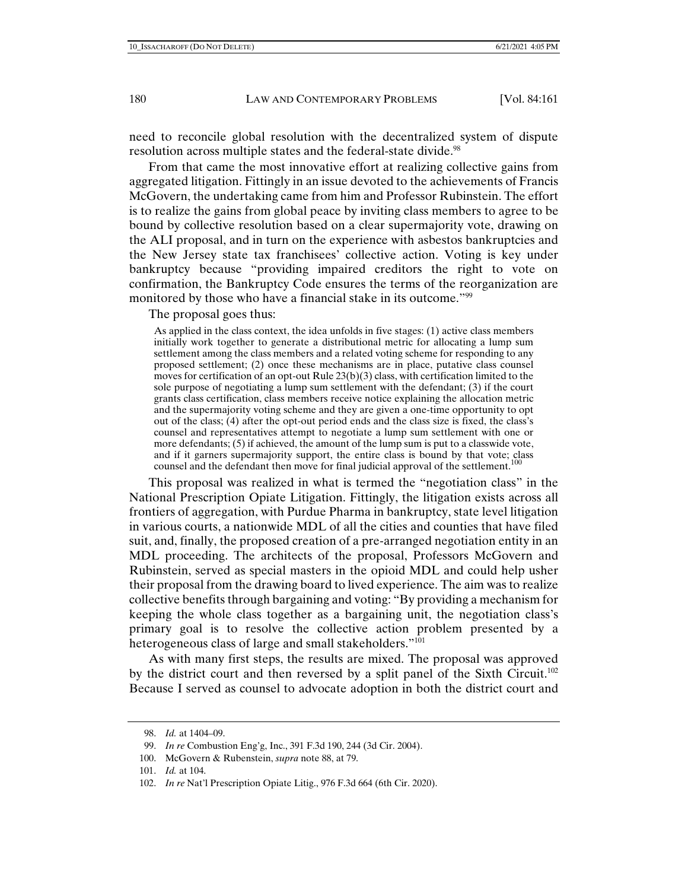need to reconcile global resolution with the decentralized system of dispute resolution across multiple states and the federal-state divide.[98]

From that came the most innovative effort at realizing collective gains from aggregated litigation. Fittingly in an issue devoted to the achievements of Francis McGovern, the undertaking came from him and Professor Rubinstein. The effort is to realize the gains from global peace by inviting class members to agree to be bound by collective resolution based on a clear supermajority vote, drawing on the ALI proposal, and in turn on the experience with asbestos bankruptcies and the New Jersey state tax franchisees' collective action. Voting is key under bankruptcy because "providing impaired creditors the right to vote on confirmation, the Bankruptcy Code ensures the terms of the reorganization are monitored by those who have a financial stake in its outcome."[99]

The proposal goes thus:

> As applied in the class context, the idea unfolds in five stages: (1) active class members initially work together to generate a distributional metric for allocating a lump sum settlement among the class members and a related voting scheme for responding to any proposed settlement; (2) once these mechanisms are in place, putative class counsel moves for certification of an opt-out Rule 23(b)(3) class, with certification limited to the sole purpose of negotiating a lump sum settlement with the defendant; (3) if the court grants class certification, class members receive notice explaining the allocation metric and the supermajority voting scheme and they are given a one-time opportunity to opt out of the class; (4) after the opt-out period ends and the class size is fixed, the class's counsel and representatives attempt to negotiate a lump sum settlement with one or more defendants; (5) if achieved, the amount of the lump sum is put to a classwide vote, and if it garners supermajority support, the entire class is bound by that vote; class counsel and the defendant then move for final judicial approval of the settlement.[100]

This proposal was realized in what is termed the "negotiation class" in the National Prescription Opiate Litigation. Fittingly, the litigation exists across all frontiers of aggregation, with Purdue Pharma in bankruptcy, state level litigation in various courts, a nationwide MDL of all the cities and counties that have filed suit, and, finally, the proposed creation of a pre-arranged negotiation entity in an MDL proceeding. The architects of the proposal, Professors McGovern and Rubinstein, served as special masters in the opioid MDL and could help usher their proposal from the drawing board to lived experience. The aim was to realize collective benefits through bargaining and voting: "By providing a mechanism for keeping the whole class together as a bargaining unit, the negotiation class's primary goal is to resolve the collective action problem presented by a heterogeneous class of large and small stakeholders."[101]

As with many first steps, the results are mixed. The proposal was approved by the district court and then reversed by a split panel of the Sixth Circuit.[102] Because I served as counsel to advocate adoption in both the district court and

---

98. *Id.* at 1404–09.

99. *In re* Combustion Eng'g, Inc., 391 F.3d 190, 244 (3d Cir. 2004).

100. McGovern & Rubenstein, *supra* note 88, at 79.

101. *Id.* at 104.

102. *In re* Nat'l Prescription Opiate Litig., 976 F.3d 664 (6th Cir. 2020).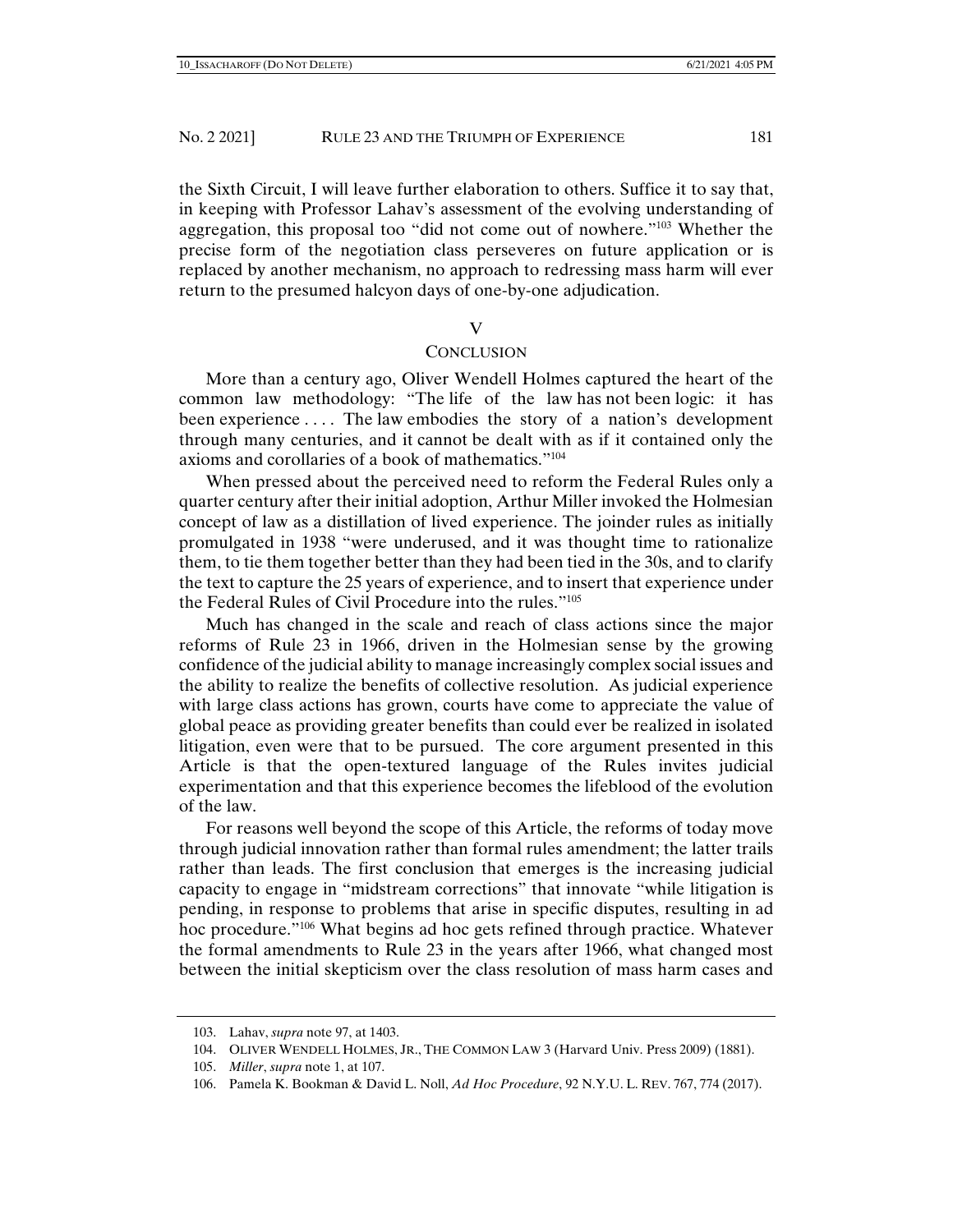the Sixth Circuit, I will leave further elaboration to others. Suffice it to say that, in keeping with Professor Lahav's assessment of the evolving understanding of aggregation, this proposal too "did not come out of nowhere."[103] Whether the precise form of the negotiation class perseveres on future application or is replaced by another mechanism, no approach to redressing mass harm will ever return to the presumed halcyon days of one-by-one adjudication.

## V
## CONCLUSION

More than a century ago, Oliver Wendell Holmes captured the heart of the common law methodology: "The life of the law has not been logic: it has been experience . . . . The law embodies the story of a nation's development through many centuries, and it cannot be dealt with as if it contained only the axioms and corollaries of a book of mathematics."[104]

When pressed about the perceived need to reform the Federal Rules only a quarter century after their initial adoption, Arthur Miller invoked the Holmesian concept of law as a distillation of lived experience. The joinder rules as initially promulgated in 1938 "were underused, and it was thought time to rationalize them, to tie them together better than they had been tied in the 30s, and to clarify the text to capture the 25 years of experience, and to insert that experience under the Federal Rules of Civil Procedure into the rules."[105]

Much has changed in the scale and reach of class actions since the major reforms of Rule 23 in 1966, driven in the Holmesian sense by the growing confidence of the judicial ability to manage increasingly complex social issues and the ability to realize the benefits of collective resolution. As judicial experience with large class actions has grown, courts have come to appreciate the value of global peace as providing greater benefits than could ever be realized in isolated litigation, even were that to be pursued. The core argument presented in this Article is that the open-textured language of the Rules invites judicial experimentation and that this experience becomes the lifeblood of the evolution of the law.

For reasons well beyond the scope of this Article, the reforms of today move through judicial innovation rather than formal rules amendment; the latter trails rather than leads. The first conclusion that emerges is the increasing judicial capacity to engage in "midstream corrections" that innovate "while litigation is pending, in response to problems that arise in specific disputes, resulting in ad hoc procedure."[106] What begins ad hoc gets refined through practice. Whatever the formal amendments to Rule 23 in the years after 1966, what changed most between the initial skepticism over the class resolution of mass harm cases and

---

103. Lahav, *supra* note 97, at 1403.

104. OLIVER WENDELL HOLMES, JR., THE COMMON LAW 3 (Harvard Univ. Press 2009) (1881).

105. *Miller*, *supra* note 1, at 107.

106. Pamela K. Bookman & David L. Noll, *Ad Hoc Procedure*, 92 N.Y.U. L. REV. 767, 774 (2017).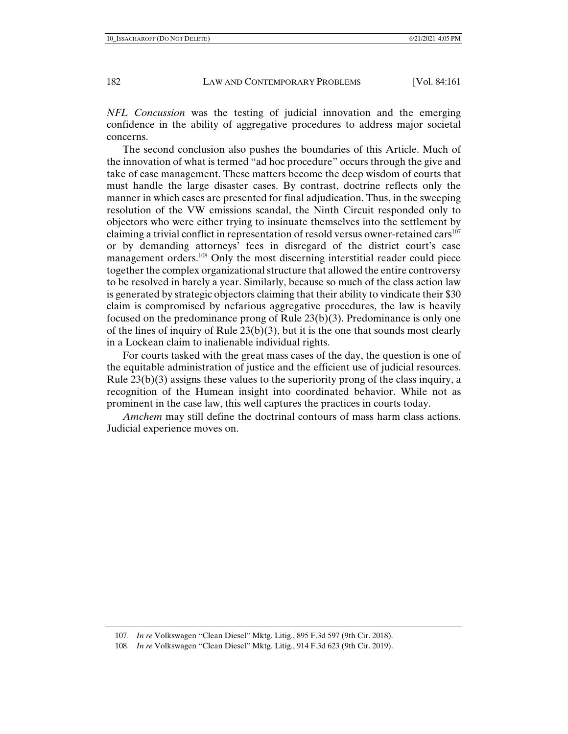*NFL Concussion* was the testing of judicial innovation and the emerging confidence in the ability of aggregative procedures to address major societal concerns.

The second conclusion also pushes the boundaries of this Article. Much of the innovation of what is termed "ad hoc procedure" occurs through the give and take of case management. These matters become the deep wisdom of courts that must handle the large disaster cases. By contrast, doctrine reflects only the manner in which cases are presented for final adjudication. Thus, in the sweeping resolution of the VW emissions scandal, the Ninth Circuit responded only to objectors who were either trying to insinuate themselves into the settlement by claiming a trivial conflict in representation of resold versus owner-retained cars[107] or by demanding attorneys' fees in disregard of the district court's case management orders.[108] Only the most discerning interstitial reader could piece together the complex organizational structure that allowed the entire controversy to be resolved in barely a year. Similarly, because so much of the class action law is generated by strategic objectors claiming that their ability to vindicate their $30 claim is compromised by nefarious aggregative procedures, the law is heavily focused on the predominance prong of Rule 23(b)(3). Predominance is only one of the lines of inquiry of Rule 23(b)(3), but it is the one that sounds most clearly in a Lockean claim to inalienable individual rights.

For courts tasked with the great mass cases of the day, the question is one of the equitable administration of justice and the efficient use of judicial resources. Rule 23(b)(3) assigns these values to the superiority prong of the class inquiry, a recognition of the Humean insight into coordinated behavior. While not as prominent in the case law, this well captures the practices in courts today.

*Amchem* may still define the doctrinal contours of mass harm class actions. Judicial experience moves on.

---

107. *In re* Volkswagen "Clean Diesel" Mktg. Litig., 895 F.3d 597 (9th Cir. 2018).

108. *In re* Volkswagen "Clean Diesel" Mktg. Litig., 914 F.3d 623 (9th Cir. 2019).